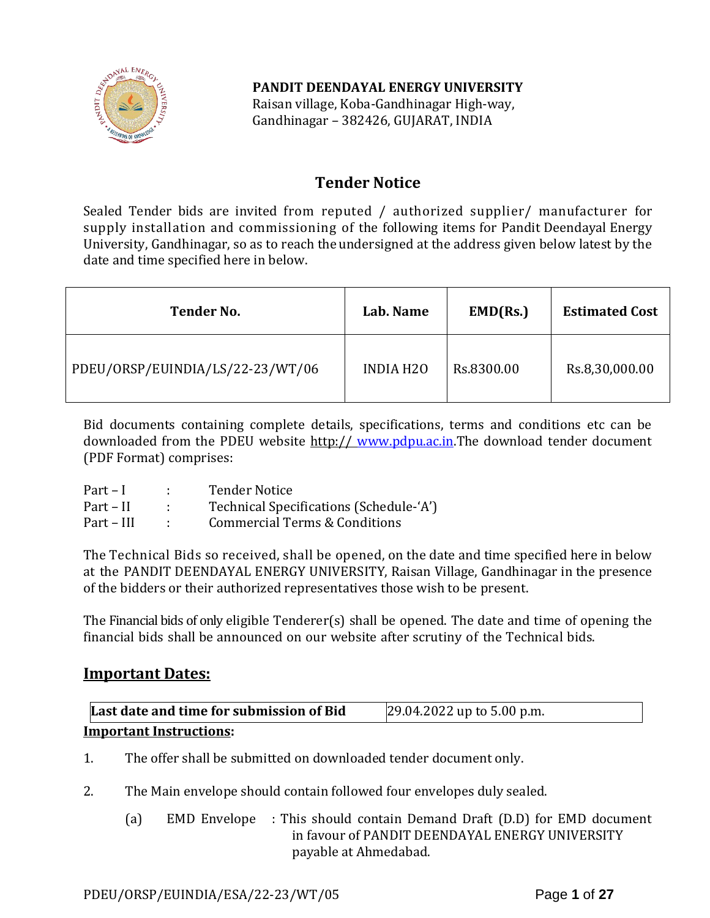**PANDIT DEENDAYAL ENERGY UNIVERSITY**
Raisan village, Koba-Gandhinagar High-way,
Gandhinagar – 382426, GUJARAT, INDIA

# Tender Notice

Sealed Tender bids are invited from reputed / authorized supplier/ manufacturer for supply installation and commissioning of the following items for Pandit Deendayal Energy University, Gandhinagar, so as to reach the undersigned at the address given below latest by the date and time specified here in below.

| Tender No. | Lab. Name | EMD(Rs.) | Estimated Cost |
|---|---|---|---|
| PDEU/ORSP/EUINDIA/LS/22-23/WT/06 | INDIA H2O | Rs.8300.00 | Rs.8,30,000.00 |

Bid documents containing complete details, specifications, terms and conditions etc can be downloaded from the PDEU website http:// www.pdpu.ac.in.The download tender document (PDF Format) comprises:

| | | |
|---|---|---|
| Part – I | : | Tender Notice |
| Part – II | : | Technical Specifications (Schedule-'A') |
| Part – III | : | Commercial Terms & Conditions |

The Technical Bids so received, shall be opened, on the date and time specified here in below at the PANDIT DEENDAYAL ENERGY UNIVERSITY, Raisan Village, Gandhinagar in the presence of the bidders or their authorized representatives those wish to be present.

The Financial bids of only eligible Tenderer(s) shall be opened. The date and time of opening the financial bids shall be announced on our website after scrutiny of the Technical bids.

## Important Dates:

| **Last date and time for submission of Bid** | 29.04.2022 up to 5.00 p.m. |
|---|---|

**Important Instructions:**

1. The offer shall be submitted on downloaded tender document only.

2. The Main envelope should contain followed four envelopes duly sealed.

   (a) EMD Envelope : This should contain Demand Draft (D.D) for EMD document in favour of PANDIT DEENDAYAL ENERGY UNIVERSITY payable at Ahmedabad.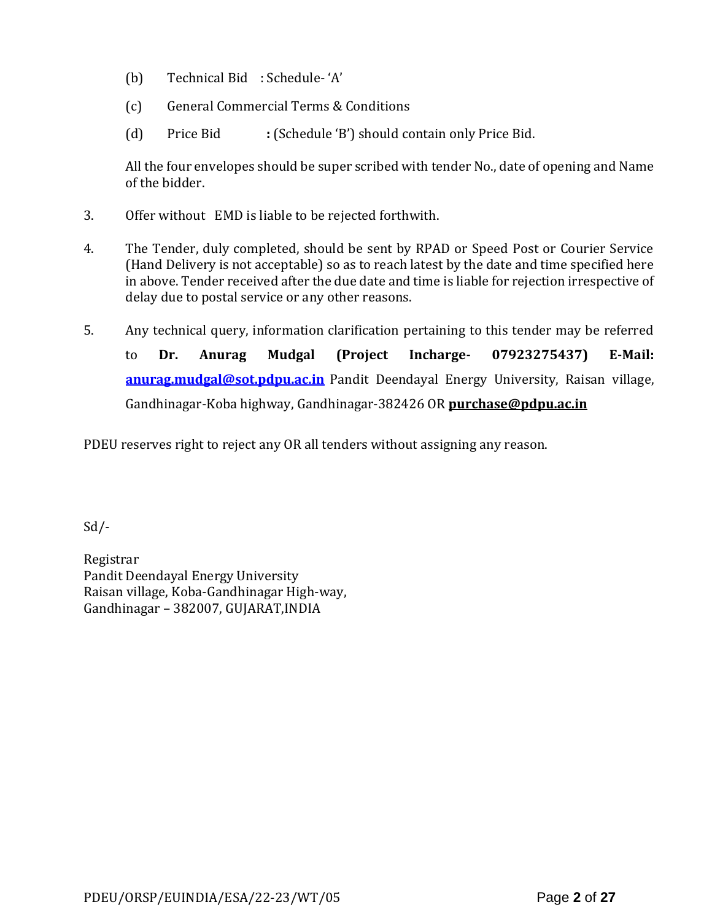(b) Technical Bid : Schedule- 'A'

(c) General Commercial Terms & Conditions

(d) Price Bid **:** (Schedule 'B') should contain only Price Bid.

All the four envelopes should be super scribed with tender No., date of opening and Name of the bidder.

3. Offer without EMD is liable to be rejected forthwith.

4. The Tender, duly completed, should be sent by RPAD or Speed Post or Courier Service (Hand Delivery is not acceptable) so as to reach latest by the date and time specified here in above. Tender received after the due date and time is liable for rejection irrespective of delay due to postal service or any other reasons.

5. Any technical query, information clarification pertaining to this tender may be referred to **Dr. Anurag Mudgal (Project Incharge- 07923275437) E-Mail:** **anurag.mudgal@sot.pdpu.ac.in** Pandit Deendayal Energy University, Raisan village, Gandhinagar-Koba highway, Gandhinagar-382426 OR **purchase@pdpu.ac.in**

PDEU reserves right to reject any OR all tenders without assigning any reason.

Sd/-

Registrar
Pandit Deendayal Energy University
Raisan village, Koba-Gandhinagar High-way,
Gandhinagar – 382007, GUJARAT,INDIA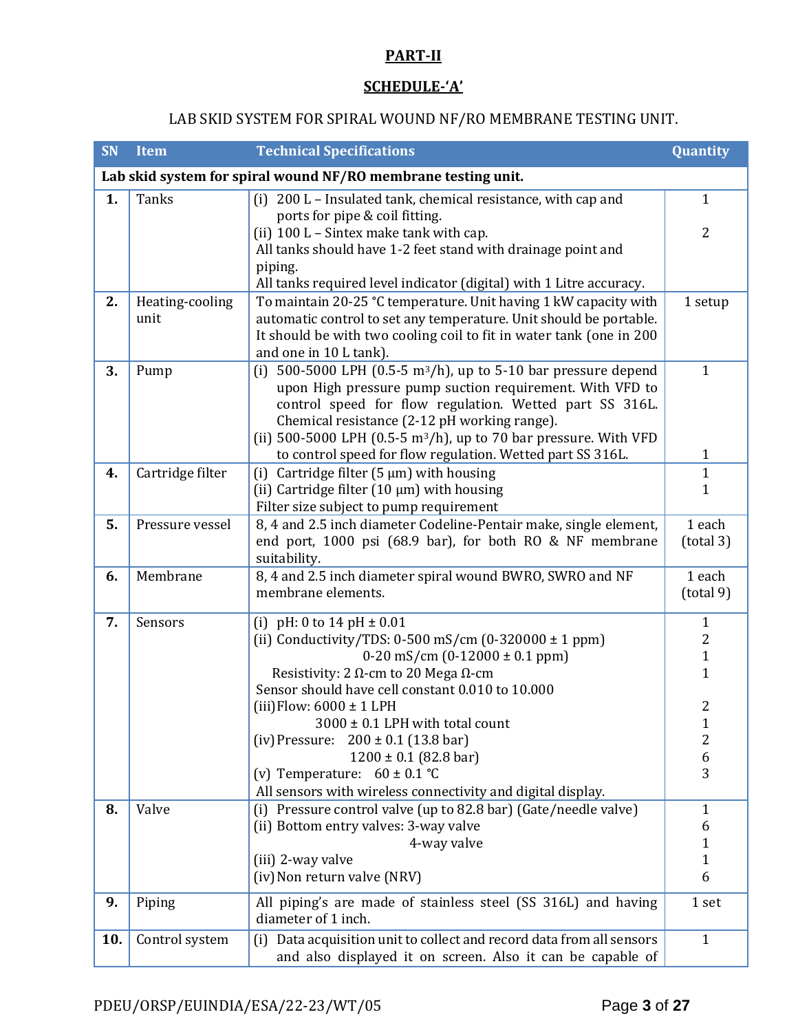## PART-II

## SCHEDULE-'A'

LAB SKID SYSTEM FOR SPIRAL WOUND NF/RO MEMBRANE TESTING UNIT.

| SN | Item | Technical Specifications | Quantity |
|---|---|---|---|
| **Lab skid system for spiral wound NF/RO membrane testing unit.** | | | |
| **1.** | Tanks | (i) 200 L – Insulated tank, chemical resistance, with cap and ports for pipe & coil fitting.<br>(ii) 100 L – Sintex make tank with cap.<br>All tanks should have 1-2 feet stand with drainage point and piping.<br>All tanks required level indicator (digital) with 1 Litre accuracy. | 1<br><br>2 |
| **2.** | Heating-cooling unit | To maintain 20-25 °C temperature. Unit having 1 kW capacity with automatic control to set any temperature. Unit should be portable. It should be with two cooling coil to fit in water tank (one in 200 and one in 10 L tank). | 1 setup |
| **3.** | Pump | (i) 500-5000 LPH (0.5-5 $m^3/h$), up to 5-10 bar pressure depend upon High pressure pump suction requirement. With VFD to control speed for flow regulation. Wetted part SS 316L. Chemical resistance (2-12 pH working range).<br>(ii) 500-5000 LPH (0.5-5 $m^3/h$), up to 70 bar pressure. With VFD to control speed for flow regulation. Wetted part SS 316L. | 1<br><br><br><br>1 |
| **4.** | Cartridge filter | (i) Cartridge filter (5 µm) with housing<br>(ii) Cartridge filter (10 µm) with housing<br>Filter size subject to pump requirement | 1<br>1 |
| **5.** | Pressure vessel | 8, 4 and 2.5 inch diameter Codeline-Pentair make, single element, end port, 1000 psi (68.9 bar), for both RO & NF membrane suitability. | 1 each (total 3) |
| **6.** | Membrane | 8, 4 and 2.5 inch diameter spiral wound BWRO, SWRO and NF membrane elements. | 1 each (total 9) |
| **7.** | Sensors | (i) pH: 0 to 14 pH ± 0.01<br>(ii) Conductivity/TDS: 0-500 mS/cm (0-320000 ± 1 ppm)<br>0-20 mS/cm (0-12000 ± 0.1 ppm)<br>Resistivity: 2 Ω-cm to 20 Mega Ω-cm<br>Sensor should have cell constant 0.010 to 10.000<br>(iii) Flow: 6000 ± 1 LPH<br>3000 ± 0.1 LPH with total count<br>(iv) Pressure: 200 ± 0.1 (13.8 bar)<br>1200 ± 0.1 (82.8 bar)<br>(v) Temperature: 60 ± 0.1 °C<br>All sensors with wireless connectivity and digital display. | 1<br>2<br>1<br>1<br><br>2<br>1<br>2<br>6<br>3 |
| **8.** | Valve | (i) Pressure control valve (up to 82.8 bar) (Gate/needle valve)<br>(ii) Bottom entry valves: 3-way valve<br>4-way valve<br>(iii) 2-way valve<br>(iv) Non return valve (NRV) | 1<br>6<br>1<br>1<br>6 |
| **9.** | Piping | All piping's are made of stainless steel (SS 316L) and having diameter of 1 inch. | 1 set |
| **10.** | Control system | (i) Data acquisition unit to collect and record data from all sensors and also displayed it on screen. Also it can be capable of | 1 |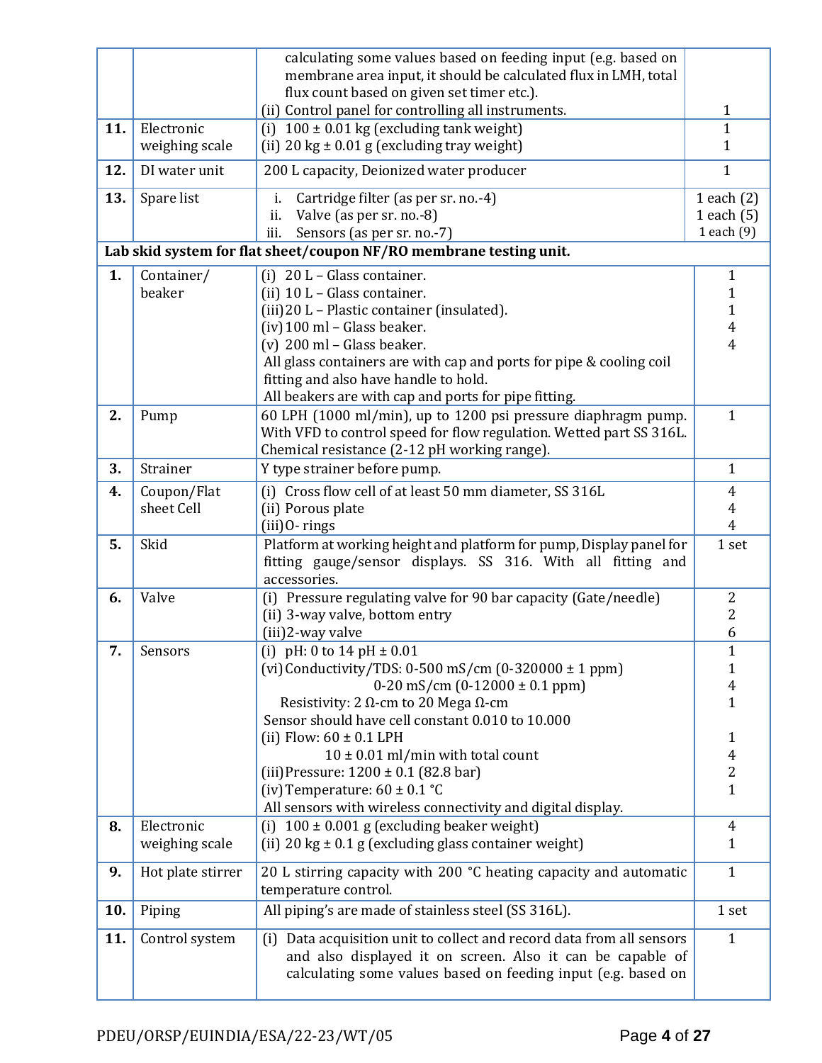| | | | |
|---|---|---|---|
| | | calculating some values based on feeding input (e.g. based on membrane area input, it should be calculated flux in LMH, total flux count based on given set timer etc.).<br>(ii) Control panel for controlling all instruments. | 1 |
| **11.** | Electronic weighing scale | (i) 100 ± 0.01 kg (excluding tank weight)<br>(ii) 20 kg ± 0.01 g (excluding tray weight) | 1<br>1 |
| **12.** | DI water unit | 200 L capacity, Deionized water producer | 1 |
| **13.** | Spare list | i. Cartridge filter (as per sr. no.-4)<br>ii. Valve (as per sr. no.-8)<br>iii. Sensors (as per sr. no.-7) | 1 each (2)<br>1 each (5)<br>1 each (9) |
| **Lab skid system for flat sheet/coupon NF/RO membrane testing unit.** | | | |
| **1.** | Container/ beaker | (i) 20 L – Glass container.<br>(ii) 10 L – Glass container.<br>(iii) 20 L – Plastic container (insulated).<br>(iv) 100 ml – Glass beaker.<br>(v) 200 ml – Glass beaker.<br>All glass containers are with cap and ports for pipe & cooling coil fitting and also have handle to hold.<br>All beakers are with cap and ports for pipe fitting. | 1<br>1<br>1<br>4<br>4 |
| **2.** | Pump | 60 LPH (1000 ml/min), up to 1200 psi pressure diaphragm pump. With VFD to control speed for flow regulation. Wetted part SS 316L. Chemical resistance (2-12 pH working range). | 1 |
| **3.** | Strainer | Y type strainer before pump. | 1 |
| **4.** | Coupon/Flat sheet Cell | (i) Cross flow cell of at least 50 mm diameter, SS 316L<br>(ii) Porous plate<br>(iii) O- rings | 4<br>4<br>4 |
| **5.** | Skid | Platform at working height and platform for pump, Display panel for fitting gauge/sensor displays. SS 316. With all fitting and accessories. | 1 set |
| **6.** | Valve | (i) Pressure regulating valve for 90 bar capacity (Gate/needle)<br>(ii) 3-way valve, bottom entry<br>(iii) 2-way valve | 2<br>2<br>6 |
| **7.** | Sensors | (i) pH: 0 to 14 pH ± 0.01<br>(vi) Conductivity/TDS: 0-500 mS/cm (0-320000 ± 1 ppm)<br>0-20 mS/cm (0-12000 ± 0.1 ppm)<br>Resistivity: 2 Ω-cm to 20 Mega Ω-cm<br>Sensor should have cell constant 0.010 to 10.000<br>(ii) Flow: 60 ± 0.1 LPH<br>10 ± 0.01 ml/min with total count<br>(iii) Pressure: 1200 ± 0.1 (82.8 bar)<br>(iv) Temperature: 60 ± 0.1 °C<br>All sensors with wireless connectivity and digital display. | 1<br>1<br>4<br>1<br><br>1<br>4<br>2<br>1 |
| **8.** | Electronic weighing scale | (i) 100 ± 0.001 g (excluding beaker weight)<br>(ii) 20 kg ± 0.1 g (excluding glass container weight) | 4<br>1 |
| **9.** | Hot plate stirrer | 20 L stirring capacity with 200 °C heating capacity and automatic temperature control. | 1 |
| **10.** | Piping | All piping's are made of stainless steel (SS 316L). | 1 set |
| **11.** | Control system | (i) Data acquisition unit to collect and record data from all sensors and also displayed it on screen. Also it can be capable of calculating some values based on feeding input (e.g. based on | 1 |

PDEU/ORSP/EUINDIA/ESA/22-23/WT/05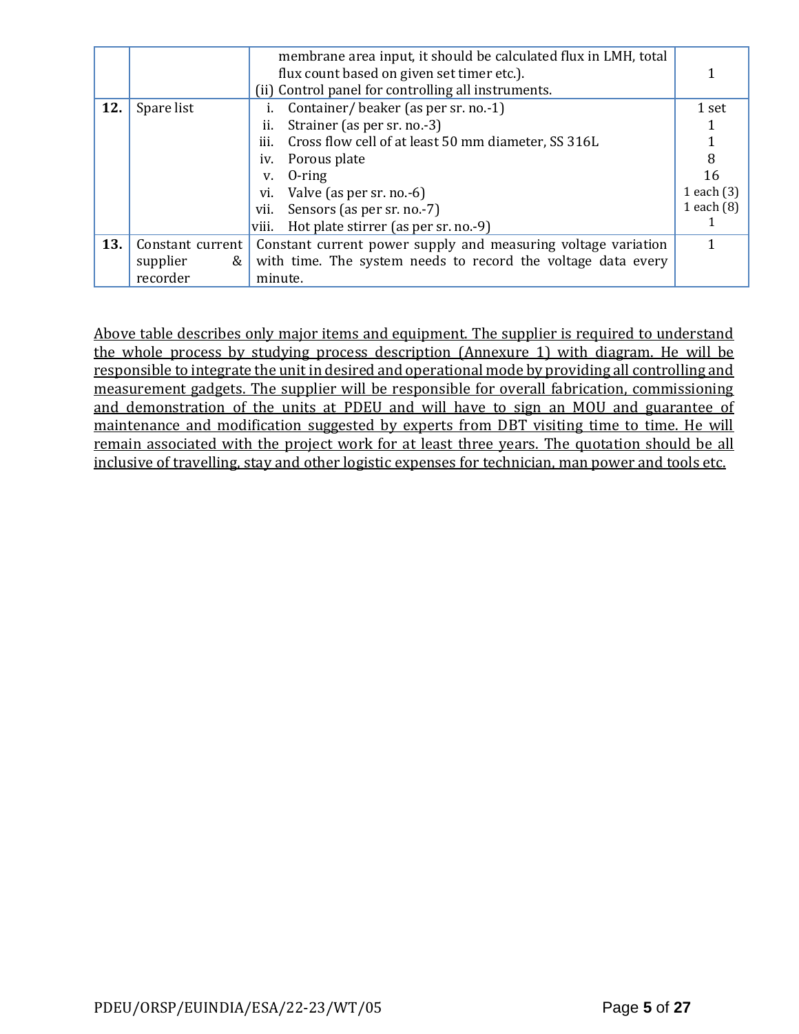| | | | |
|---|---|---|---|
| | | membrane area input, it should be calculated flux in LMH, total flux count based on given set timer etc.).<br>(ii) Control panel for controlling all instruments. | 1 |
| **12.** | Spare list | i. Container/ beaker (as per sr. no.-1)<br>ii. Strainer (as per sr. no.-3)<br>iii. Cross flow cell of at least 50 mm diameter, SS 316L<br>iv. Porous plate<br>v. O-ring<br>vi. Valve (as per sr. no.-6)<br>vii. Sensors (as per sr. no.-7)<br>viii. Hot plate stirrer (as per sr. no.-9) | 1 set<br>1<br>1<br>8<br>16<br>1 each (3)<br>1 each (8)<br>1 |
| **13.** | Constant current supplier & recorder | Constant current power supply and measuring voltage variation with time. The system needs to record the voltage data every minute. | 1 |

Above table describes only major items and equipment. The supplier is required to understand the whole process by studying process description (Annexure 1) with diagram. He will be responsible to integrate the unit in desired and operational mode by providing all controlling and measurement gadgets. The supplier will be responsible for overall fabrication, commissioning and demonstration of the units at PDEU and will have to sign an MOU and guarantee of maintenance and modification suggested by experts from DBT visiting time to time. He will remain associated with the project work for at least three years. The quotation should be all inclusive of travelling, stay and other logistic expenses for technician, man power and tools etc.

PDEU/ORSP/EUINDIA/ESA/22-23/WT/05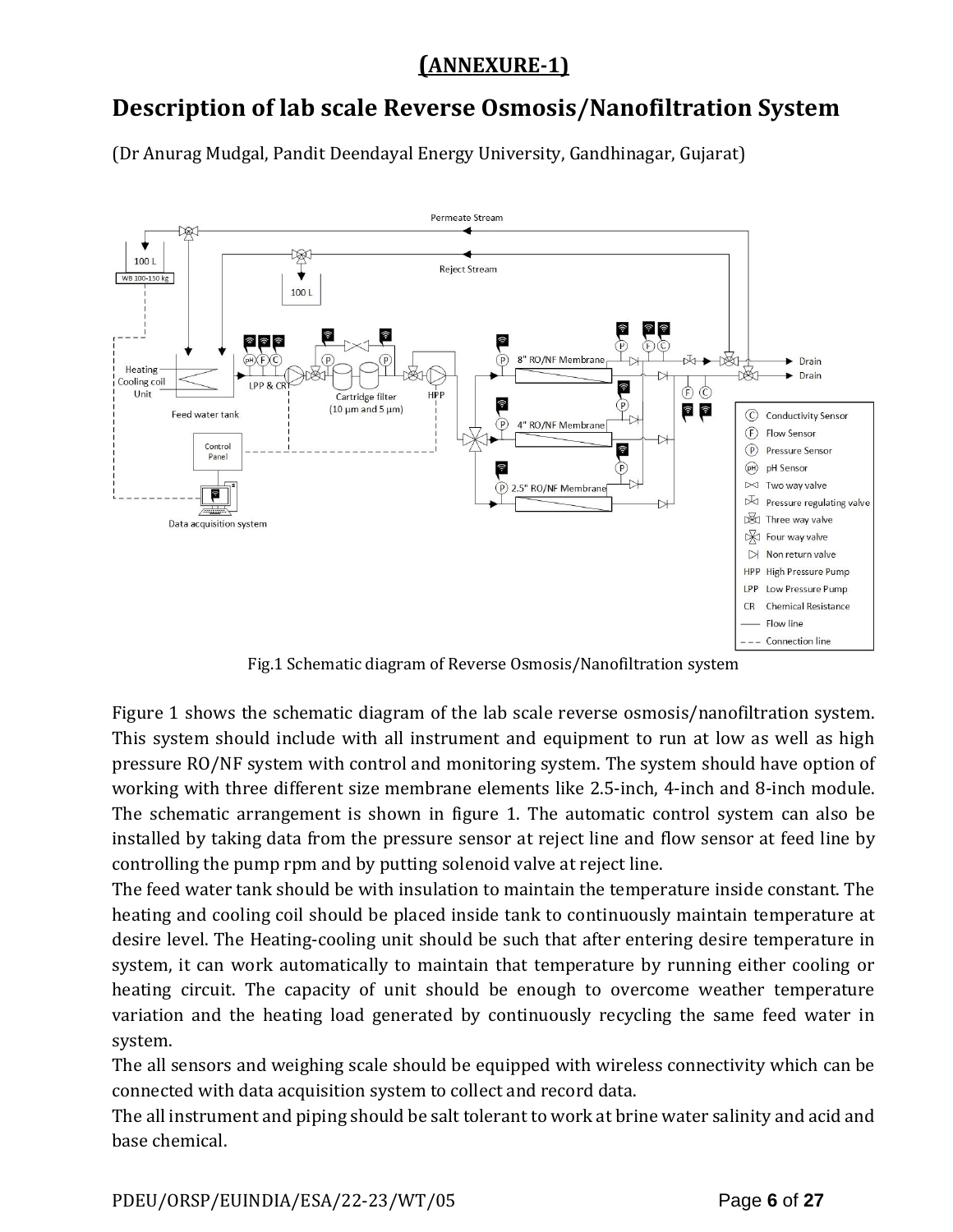**(ANNEXURE-1)**

# Description of lab scale Reverse Osmosis/Nanofiltration System

(Dr Anurag Mudgal, Pandit Deendayal Energy University, Gandhinagar, Gujarat)

Fig.1 Schematic diagram of Reverse Osmosis/Nanofiltration system

Figure 1 shows the schematic diagram of the lab scale reverse osmosis/nanofiltration system. This system should include with all instrument and equipment to run at low as well as high pressure RO/NF system with control and monitoring system. The system should have option of working with three different size membrane elements like 2.5-inch, 4-inch and 8-inch module. The schematic arrangement is shown in figure 1. The automatic control system can also be installed by taking data from the pressure sensor at reject line and flow sensor at feed line by controlling the pump rpm and by putting solenoid valve at reject line.

The feed water tank should be with insulation to maintain the temperature inside constant. The heating and cooling coil should be placed inside tank to continuously maintain temperature at desire level. The Heating-cooling unit should be such that after entering desire temperature in system, it can work automatically to maintain that temperature by running either cooling or heating circuit. The capacity of unit should be enough to overcome weather temperature variation and the heating load generated by continuously recycling the same feed water in system.

The all sensors and weighing scale should be equipped with wireless connectivity which can be connected with data acquisition system to collect and record data.

The all instrument and piping should be salt tolerant to work at brine water salinity and acid and base chemical.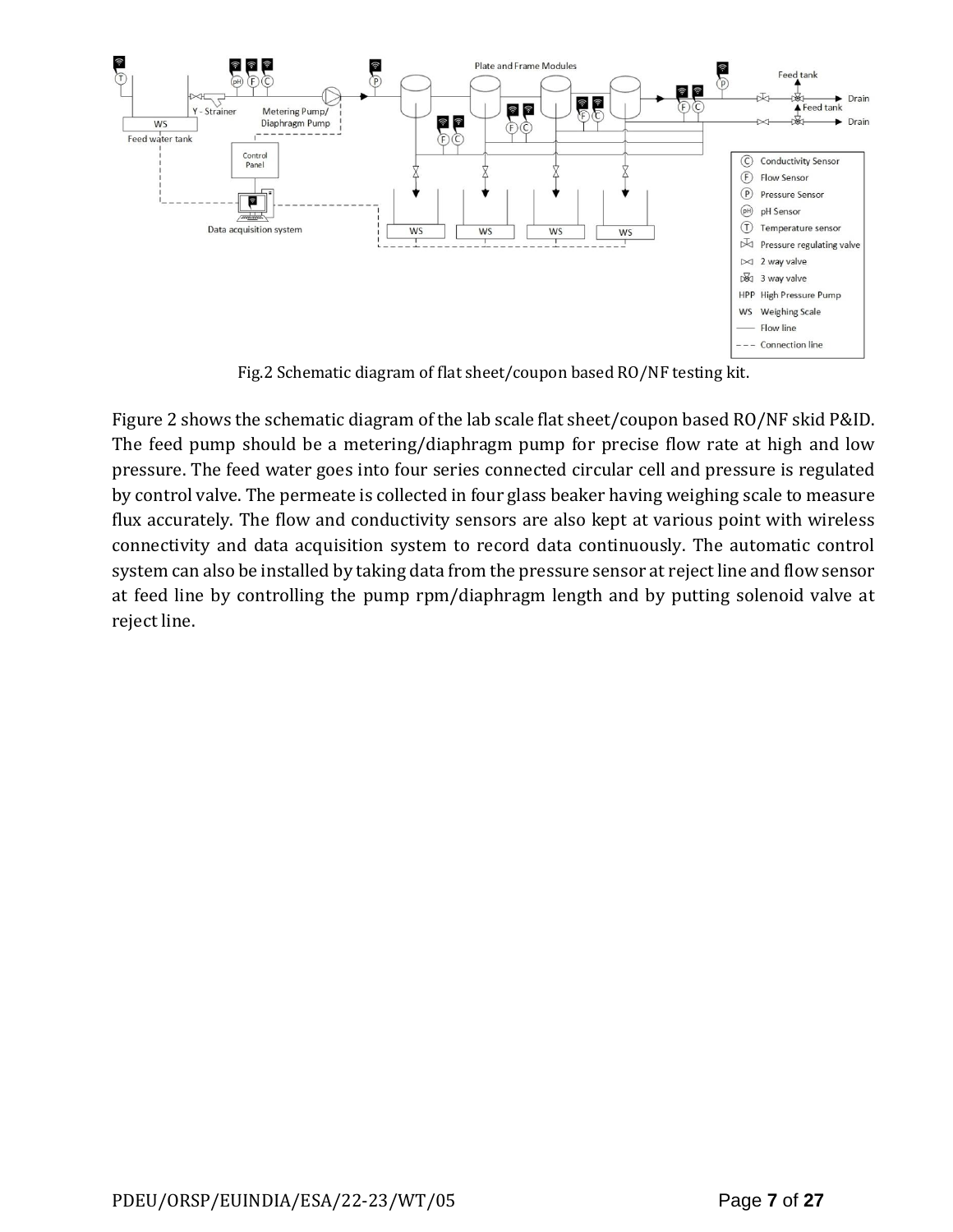Fig.2 Schematic diagram of flat sheet/coupon based RO/NF testing kit.

Figure 2 shows the schematic diagram of the lab scale flat sheet/coupon based RO/NF skid P&ID. The feed pump should be a metering/diaphragm pump for precise flow rate at high and low pressure. The feed water goes into four series connected circular cell and pressure is regulated by control valve. The permeate is collected in four glass beaker having weighing scale to measure flux accurately. The flow and conductivity sensors are also kept at various point with wireless connectivity and data acquisition system to record data continuously. The automatic control system can also be installed by taking data from the pressure sensor at reject line and flow sensor at feed line by controlling the pump rpm/diaphragm length and by putting solenoid valve at reject line.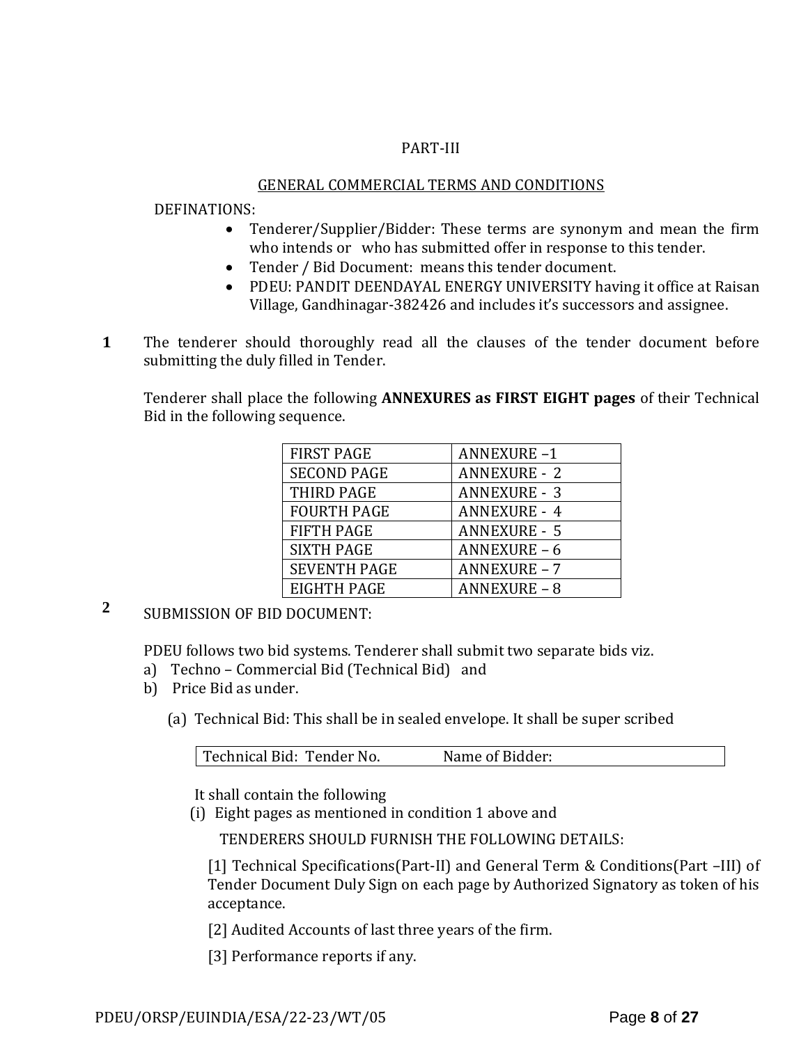PART-III

GENERAL COMMERCIAL TERMS AND CONDITIONS

DEFINATIONS:

- Tenderer/Supplier/Bidder: These terms are synonym and mean the firm who intends or who has submitted offer in response to this tender.
- Tender / Bid Document: means this tender document.
- PDEU: PANDIT DEENDAYAL ENERGY UNIVERSITY having it office at Raisan Village, Gandhinagar-382426 and includes it's successors and assignee.

**1** The tenderer should thoroughly read all the clauses of the tender document before submitting the duly filled in Tender.

Tenderer shall place the following **ANNEXURES as FIRST EIGHT pages** of their Technical Bid in the following sequence.

| | |
|---|---|
| FIRST PAGE | ANNEXURE –1 |
| SECOND PAGE | ANNEXURE - 2 |
| THIRD PAGE | ANNEXURE - 3 |
| FOURTH PAGE | ANNEXURE - 4 |
| FIFTH PAGE | ANNEXURE - 5 |
| SIXTH PAGE | ANNEXURE – 6 |
| SEVENTH PAGE | ANNEXURE – 7 |
| EIGHTH PAGE | ANNEXURE – 8 |

**2** SUBMISSION OF BID DOCUMENT:

PDEU follows two bid systems. Tenderer shall submit two separate bids viz.

a) Techno – Commercial Bid (Technical Bid) and
b) Price Bid as under.

(a) Technical Bid: This shall be in sealed envelope. It shall be super scribed

| Technical Bid: Tender No. | Name of Bidder: |
|---|---|

It shall contain the following

(i) Eight pages as mentioned in condition 1 above and

TENDERERS SHOULD FURNISH THE FOLLOWING DETAILS:

[1] Technical Specifications(Part-II) and General Term & Conditions(Part –III) of Tender Document Duly Sign on each page by Authorized Signatory as token of his acceptance.

[2] Audited Accounts of last three years of the firm.

[3] Performance reports if any.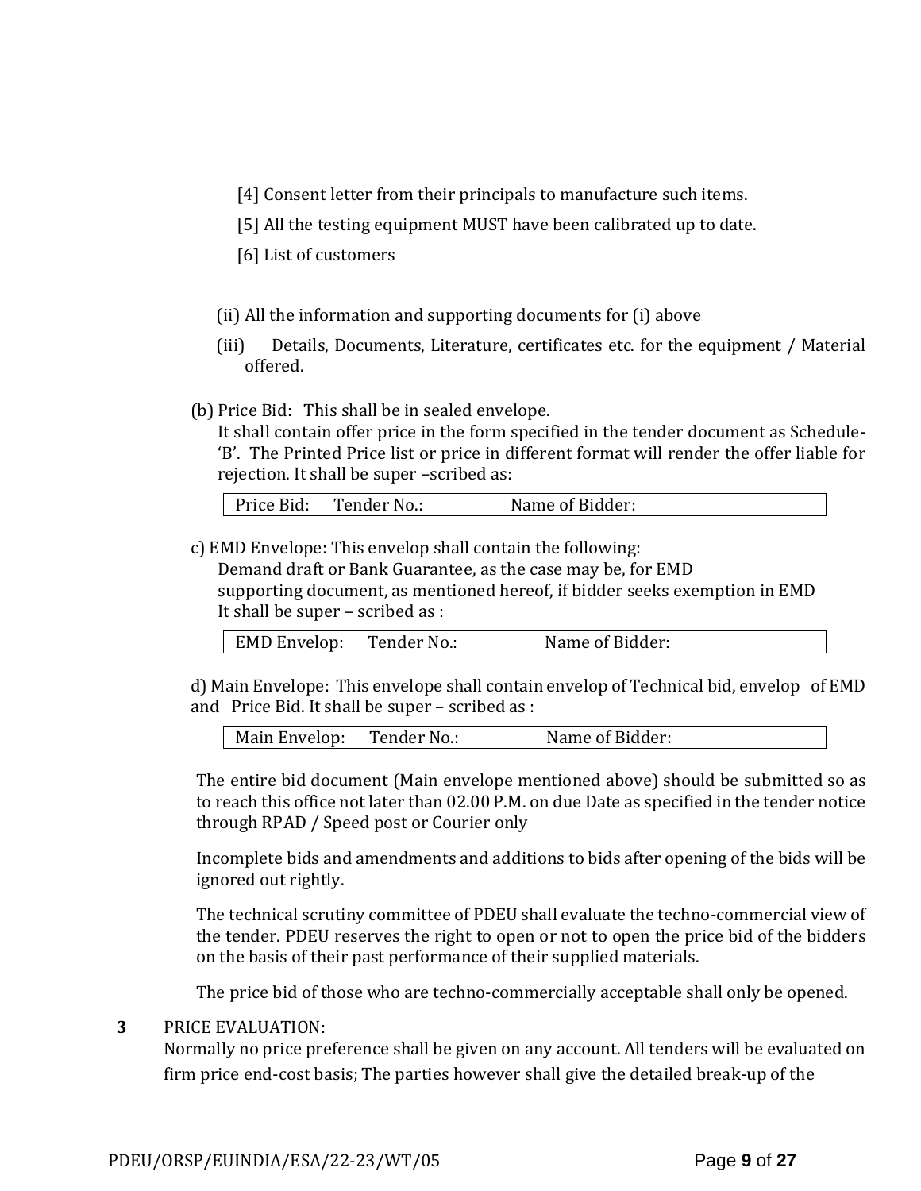[4] Consent letter from their principals to manufacture such items.

[5] All the testing equipment MUST have been calibrated up to date.

[6] List of customers

(ii) All the information and supporting documents for (i) above

(iii) Details, Documents, Literature, certificates etc. for the equipment / Material offered.

(b) Price Bid: This shall be in sealed envelope.
It shall contain offer price in the form specified in the tender document as Schedule-'B'. The Printed Price list or price in different format will render the offer liable for rejection. It shall be super –scribed as:

| Price Bid: Tender No.: Name of Bidder: |
|---|

c) EMD Envelope: This envelop shall contain the following:
Demand draft or Bank Guarantee, as the case may be, for EMD
supporting document, as mentioned hereof, if bidder seeks exemption in EMD
It shall be super – scribed as :

| EMD Envelop: Tender No.: Name of Bidder: |
|---|

d) Main Envelope: This envelope shall contain envelop of Technical bid, envelop of EMD and Price Bid. It shall be super – scribed as :

| Main Envelop: Tender No.: Name of Bidder: |
|---|

The entire bid document (Main envelope mentioned above) should be submitted so as to reach this office not later than 02.00 P.M. on due Date as specified in the tender notice through RPAD / Speed post or Courier only

Incomplete bids and amendments and additions to bids after opening of the bids will be ignored out rightly.

The technical scrutiny committee of PDEU shall evaluate the techno-commercial view of the tender. PDEU reserves the right to open or not to open the price bid of the bidders on the basis of their past performance of their supplied materials.

The price bid of those who are techno-commercially acceptable shall only be opened.

**3** PRICE EVALUATION:
Normally no price preference shall be given on any account. All tenders will be evaluated on firm price end-cost basis; The parties however shall give the detailed break-up of the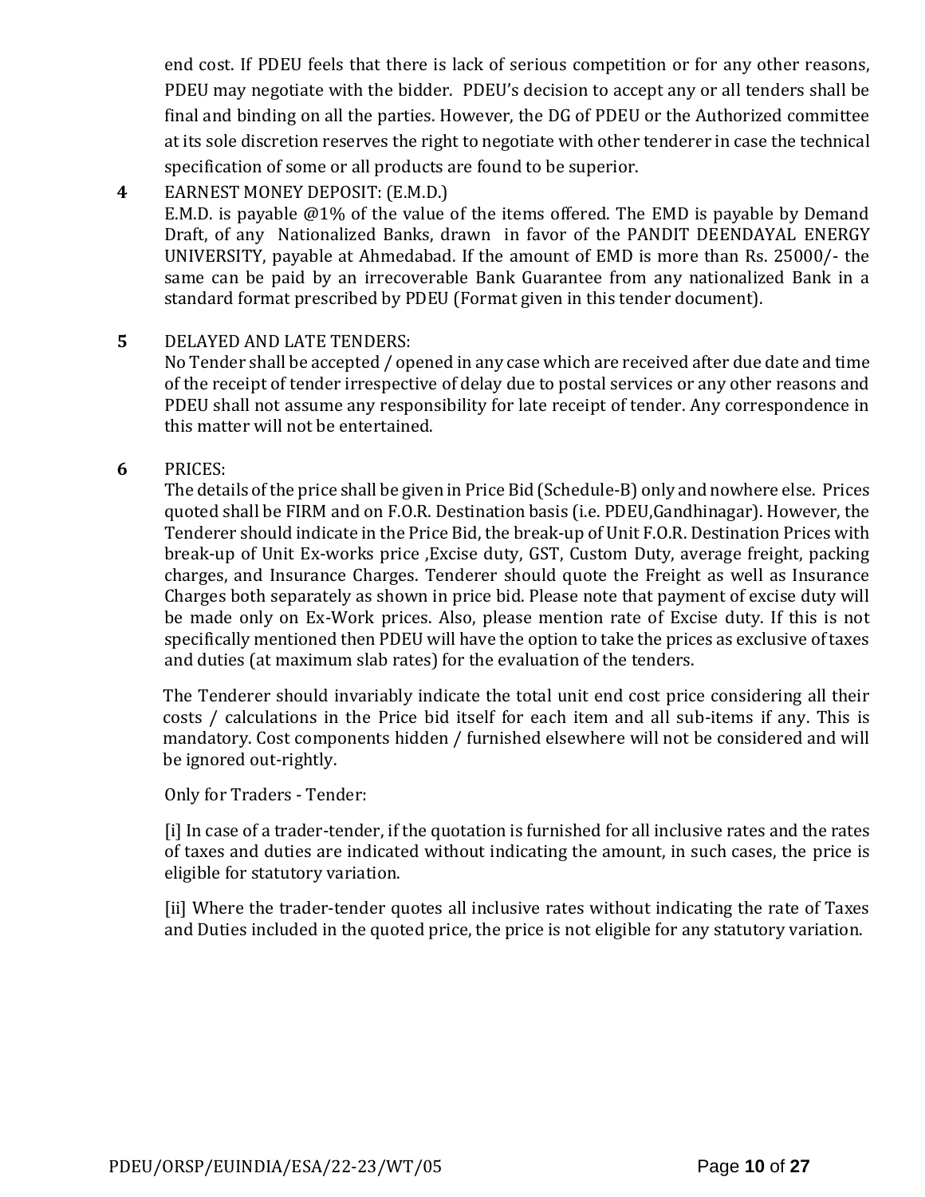end cost. If PDEU feels that there is lack of serious competition or for any other reasons, PDEU may negotiate with the bidder. PDEU's decision to accept any or all tenders shall be final and binding on all the parties. However, the DG of PDEU or the Authorized committee at its sole discretion reserves the right to negotiate with other tenderer in case the technical specification of some or all products are found to be superior.

**4** EARNEST MONEY DEPOSIT: (E.M.D.)

E.M.D. is payable @1% of the value of the items offered. The EMD is payable by Demand Draft, of any Nationalized Banks, drawn in favor of the PANDIT DEENDAYAL ENERGY UNIVERSITY, payable at Ahmedabad. If the amount of EMD is more than Rs. 25000/- the same can be paid by an irrecoverable Bank Guarantee from any nationalized Bank in a standard format prescribed by PDEU (Format given in this tender document).

**5** DELAYED AND LATE TENDERS:

No Tender shall be accepted / opened in any case which are received after due date and time of the receipt of tender irrespective of delay due to postal services or any other reasons and PDEU shall not assume any responsibility for late receipt of tender. Any correspondence in this matter will not be entertained.

**6** PRICES:

The details of the price shall be given in Price Bid (Schedule-B) only and nowhere else. Prices quoted shall be FIRM and on F.O.R. Destination basis (i.e. PDEU,Gandhinagar). However, the Tenderer should indicate in the Price Bid, the break-up of Unit F.O.R. Destination Prices with break-up of Unit Ex-works price ,Excise duty, GST, Custom Duty, average freight, packing charges, and Insurance Charges. Tenderer should quote the Freight as well as Insurance Charges both separately as shown in price bid. Please note that payment of excise duty will be made only on Ex-Work prices. Also, please mention rate of Excise duty. If this is not specifically mentioned then PDEU will have the option to take the prices as exclusive of taxes and duties (at maximum slab rates) for the evaluation of the tenders.

The Tenderer should invariably indicate the total unit end cost price considering all their costs / calculations in the Price bid itself for each item and all sub-items if any. This is mandatory. Cost components hidden / furnished elsewhere will not be considered and will be ignored out-rightly.

Only for Traders - Tender:

[i] In case of a trader-tender, if the quotation is furnished for all inclusive rates and the rates of taxes and duties are indicated without indicating the amount, in such cases, the price is eligible for statutory variation.

[ii] Where the trader-tender quotes all inclusive rates without indicating the rate of Taxes and Duties included in the quoted price, the price is not eligible for any statutory variation.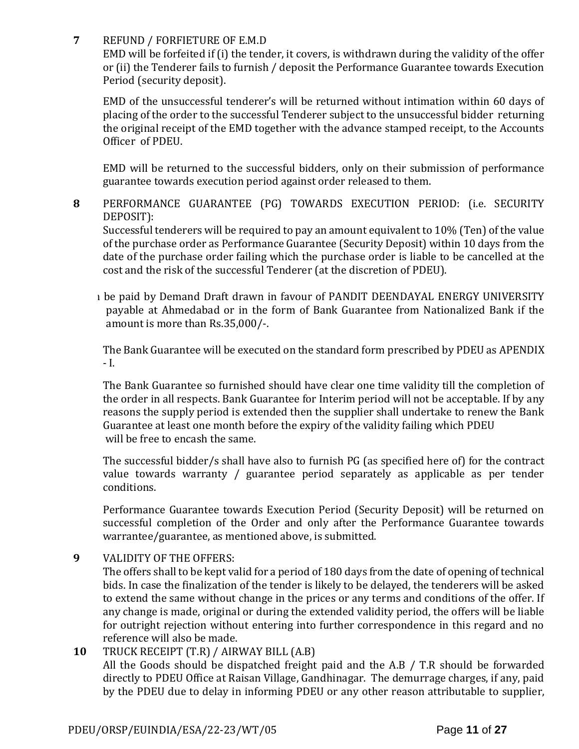**7** REFUND / FORFIETURE OF E.M.D

EMD will be forfeited if (i) the tender, it covers, is withdrawn during the validity of the offer or (ii) the Tenderer fails to furnish / deposit the Performance Guarantee towards Execution Period (security deposit).

EMD of the unsuccessful tenderer's will be returned without intimation within 60 days of placing of the order to the successful Tenderer subject to the unsuccessful bidder returning the original receipt of the EMD together with the advance stamped receipt, to the Accounts Officer of PDEU.

EMD will be returned to the successful bidders, only on their submission of performance guarantee towards execution period against order released to them.

**8** PERFORMANCE GUARANTEE (PG) TOWARDS EXECUTION PERIOD: (i.e. SECURITY DEPOSIT):

Successful tenderers will be required to pay an amount equivalent to 10% (Ten) of the value of the purchase order as Performance Guarantee (Security Deposit) within 10 days from the date of the purchase order failing which the purchase order is liable to be cancelled at the cost and the risk of the successful Tenderer (at the discretion of PDEU).

ı be paid by Demand Draft drawn in favour of PANDIT DEENDAYAL ENERGY UNIVERSITY payable at Ahmedabad or in the form of Bank Guarantee from Nationalized Bank if the amount is more than Rs.35,000/-.

The Bank Guarantee will be executed on the standard form prescribed by PDEU as APENDIX - I.

The Bank Guarantee so furnished should have clear one time validity till the completion of the order in all respects. Bank Guarantee for Interim period will not be acceptable. If by any reasons the supply period is extended then the supplier shall undertake to renew the Bank Guarantee at least one month before the expiry of the validity failing which PDEU will be free to encash the same.

The successful bidder/s shall have also to furnish PG (as specified here of) for the contract value towards warranty / guarantee period separately as applicable as per tender conditions.

Performance Guarantee towards Execution Period (Security Deposit) will be returned on successful completion of the Order and only after the Performance Guarantee towards warrantee/guarantee, as mentioned above, is submitted.

**9** VALIDITY OF THE OFFERS:

The offers shall to be kept valid for a period of 180 days from the date of opening of technical bids. In case the finalization of the tender is likely to be delayed, the tenderers will be asked to extend the same without change in the prices or any terms and conditions of the offer. If any change is made, original or during the extended validity period, the offers will be liable for outright rejection without entering into further correspondence in this regard and no reference will also be made.

**10** TRUCK RECEIPT (T.R) / AIRWAY BILL (A.B)

All the Goods should be dispatched freight paid and the A.B / T.R should be forwarded directly to PDEU Office at Raisan Village, Gandhinagar. The demurrage charges, if any, paid by the PDEU due to delay in informing PDEU or any other reason attributable to supplier,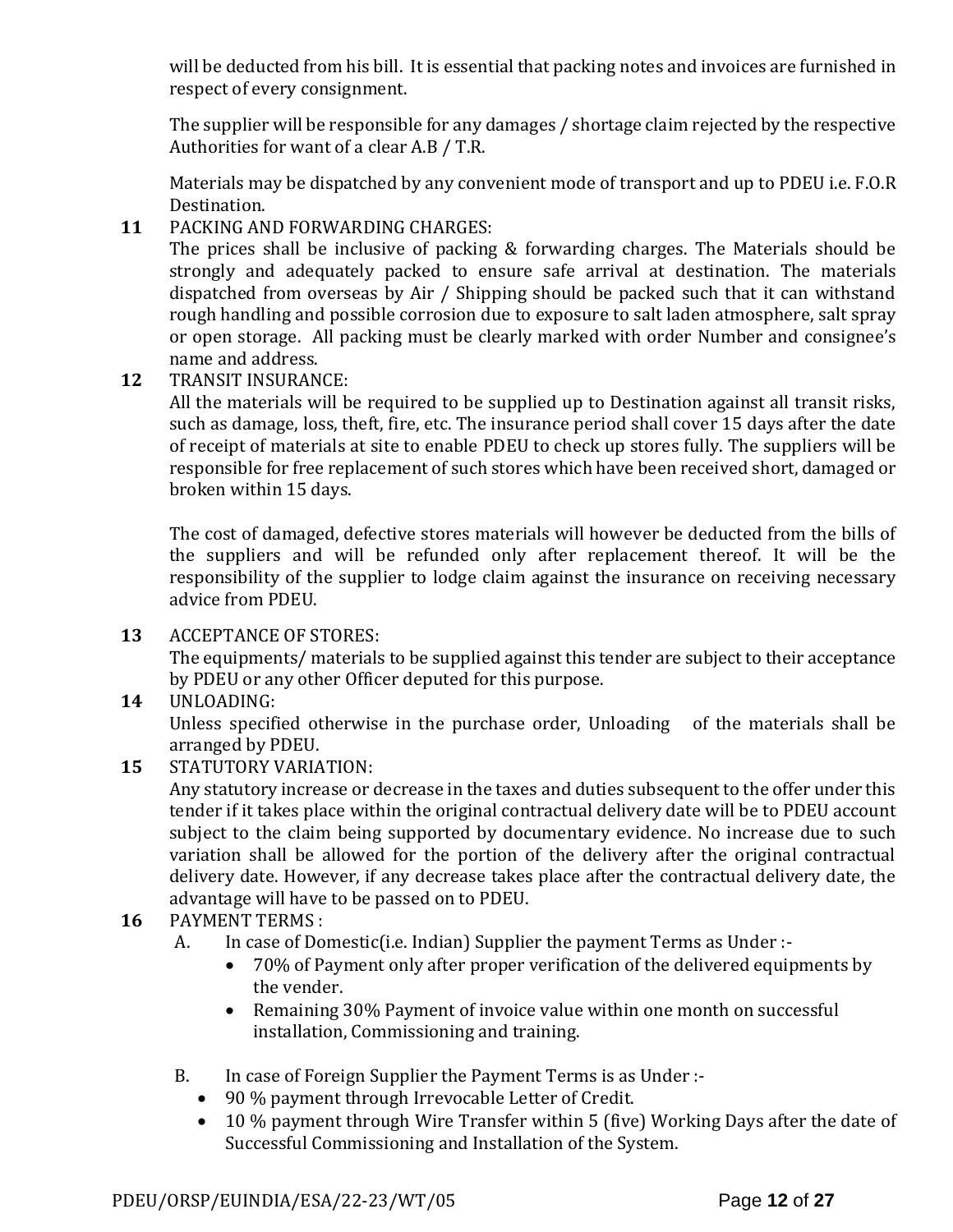will be deducted from his bill. It is essential that packing notes and invoices are furnished in respect of every consignment.

The supplier will be responsible for any damages / shortage claim rejected by the respective Authorities for want of a clear A.B / T.R.

Materials may be dispatched by any convenient mode of transport and up to PDEU i.e. F.O.R Destination.

**11** PACKING AND FORWARDING CHARGES:

The prices shall be inclusive of packing & forwarding charges. The Materials should be strongly and adequately packed to ensure safe arrival at destination. The materials dispatched from overseas by Air / Shipping should be packed such that it can withstand rough handling and possible corrosion due to exposure to salt laden atmosphere, salt spray or open storage. All packing must be clearly marked with order Number and consignee's name and address.

**12** TRANSIT INSURANCE:

All the materials will be required to be supplied up to Destination against all transit risks, such as damage, loss, theft, fire, etc. The insurance period shall cover 15 days after the date of receipt of materials at site to enable PDEU to check up stores fully. The suppliers will be responsible for free replacement of such stores which have been received short, damaged or broken within 15 days.

The cost of damaged, defective stores materials will however be deducted from the bills of the suppliers and will be refunded only after replacement thereof. It will be the responsibility of the supplier to lodge claim against the insurance on receiving necessary advice from PDEU.

**13** ACCEPTANCE OF STORES:

The equipments/ materials to be supplied against this tender are subject to their acceptance by PDEU or any other Officer deputed for this purpose.

**14** UNLOADING:

Unless specified otherwise in the purchase order, Unloading of the materials shall be arranged by PDEU.

**15** STATUTORY VARIATION:

Any statutory increase or decrease in the taxes and duties subsequent to the offer under this tender if it takes place within the original contractual delivery date will be to PDEU account subject to the claim being supported by documentary evidence. No increase due to such variation shall be allowed for the portion of the delivery after the original contractual delivery date. However, if any decrease takes place after the contractual delivery date, the advantage will have to be passed on to PDEU.

**16** PAYMENT TERMS :

A. In case of Domestic(i.e. Indian) Supplier the payment Terms as Under :-

- 70% of Payment only after proper verification of the delivered equipments by the vender.
- Remaining 30% Payment of invoice value within one month on successful installation, Commissioning and training.

B. In case of Foreign Supplier the Payment Terms is as Under :-

- 90 % payment through Irrevocable Letter of Credit.
- 10 % payment through Wire Transfer within 5 (five) Working Days after the date of Successful Commissioning and Installation of the System.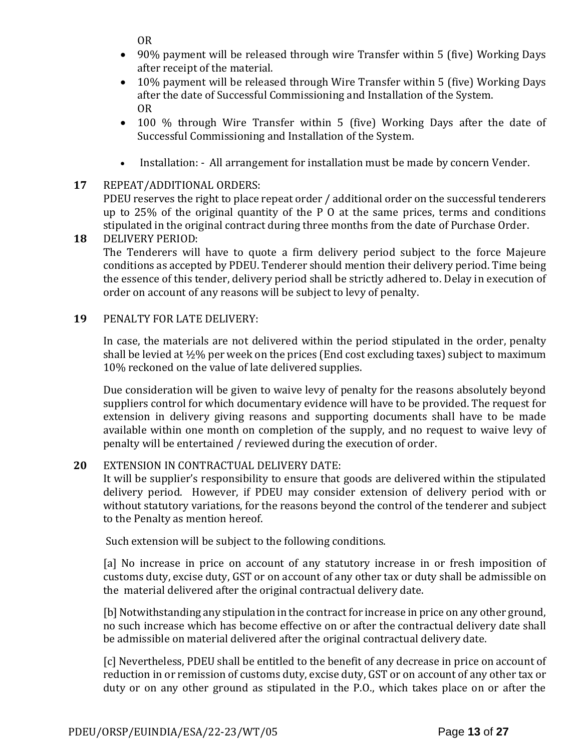OR

- 90% payment will be released through wire Transfer within 5 (five) Working Days after receipt of the material.
- 10% payment will be released through Wire Transfer within 5 (five) Working Days after the date of Successful Commissioning and Installation of the System.
  OR
- 100 % through Wire Transfer within 5 (five) Working Days after the date of Successful Commissioning and Installation of the System.

- Installation: - All arrangement for installation must be made by concern Vender.

**17** REPEAT/ADDITIONAL ORDERS:
PDEU reserves the right to place repeat order / additional order on the successful tenderers up to 25% of the original quantity of the P O at the same prices, terms and conditions stipulated in the original contract during three months from the date of Purchase Order.

**18** DELIVERY PERIOD:
The Tenderers will have to quote a firm delivery period subject to the force Majeure conditions as accepted by PDEU. Tenderer should mention their delivery period. Time being the essence of this tender, delivery period shall be strictly adhered to. Delay in execution of order on account of any reasons will be subject to levy of penalty.

**19** PENALTY FOR LATE DELIVERY:

In case, the materials are not delivered within the period stipulated in the order, penalty shall be levied at ½% per week on the prices (End cost excluding taxes) subject to maximum 10% reckoned on the value of late delivered supplies.

Due consideration will be given to waive levy of penalty for the reasons absolutely beyond suppliers control for which documentary evidence will have to be provided. The request for extension in delivery giving reasons and supporting documents shall have to be made available within one month on completion of the supply, and no request to waive levy of penalty will be entertained / reviewed during the execution of order.

**20** EXTENSION IN CONTRACTUAL DELIVERY DATE:
It will be supplier's responsibility to ensure that goods are delivered within the stipulated delivery period. However, if PDEU may consider extension of delivery period with or without statutory variations, for the reasons beyond the control of the tenderer and subject to the Penalty as mention hereof.

Such extension will be subject to the following conditions.

[a] No increase in price on account of any statutory increase in or fresh imposition of customs duty, excise duty, GST or on account of any other tax or duty shall be admissible on the material delivered after the original contractual delivery date.

[b] Notwithstanding any stipulation in the contract for increase in price on any other ground, no such increase which has become effective on or after the contractual delivery date shall be admissible on material delivered after the original contractual delivery date.

[c] Nevertheless, PDEU shall be entitled to the benefit of any decrease in price on account of reduction in or remission of customs duty, excise duty, GST or on account of any other tax or duty or on any other ground as stipulated in the P.O., which takes place on or after the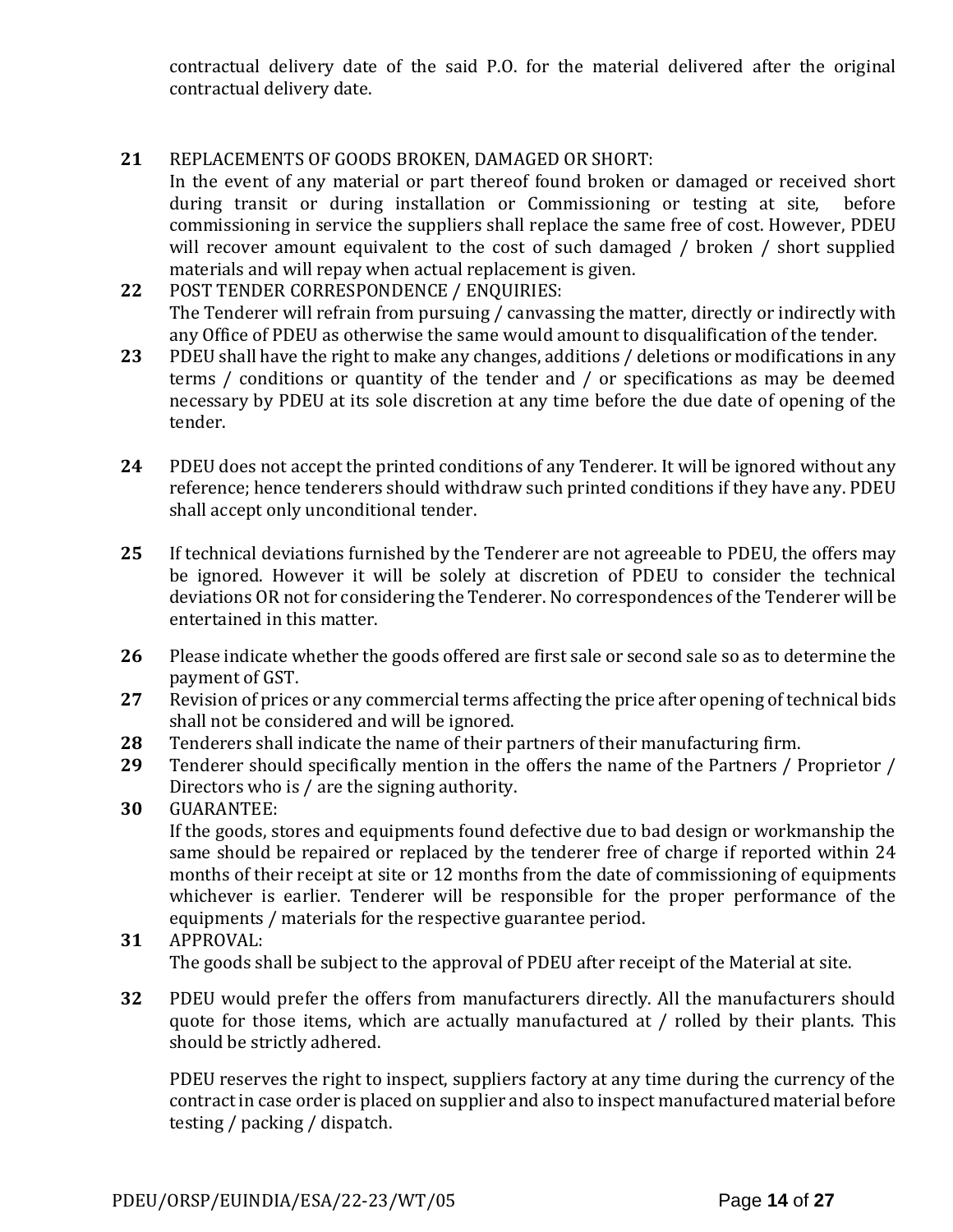contractual delivery date of the said P.O. for the material delivered after the original contractual delivery date.

**21** REPLACEMENTS OF GOODS BROKEN, DAMAGED OR SHORT:
In the event of any material or part thereof found broken or damaged or received short during transit or during installation or Commissioning or testing at site, before commissioning in service the suppliers shall replace the same free of cost. However, PDEU will recover amount equivalent to the cost of such damaged / broken / short supplied materials and will repay when actual replacement is given.

**22** POST TENDER CORRESPONDENCE / ENQUIRIES:
The Tenderer will refrain from pursuing / canvassing the matter, directly or indirectly with any Office of PDEU as otherwise the same would amount to disqualification of the tender.

**23** PDEU shall have the right to make any changes, additions / deletions or modifications in any terms / conditions or quantity of the tender and / or specifications as may be deemed necessary by PDEU at its sole discretion at any time before the due date of opening of the tender.

**24** PDEU does not accept the printed conditions of any Tenderer. It will be ignored without any reference; hence tenderers should withdraw such printed conditions if they have any. PDEU shall accept only unconditional tender.

**25** If technical deviations furnished by the Tenderer are not agreeable to PDEU, the offers may be ignored. However it will be solely at discretion of PDEU to consider the technical deviations OR not for considering the Tenderer. No correspondences of the Tenderer will be entertained in this matter.

**26** Please indicate whether the goods offered are first sale or second sale so as to determine the payment of GST.

**27** Revision of prices or any commercial terms affecting the price after opening of technical bids shall not be considered and will be ignored.

**28** Tenderers shall indicate the name of their partners of their manufacturing firm.

**29** Tenderer should specifically mention in the offers the name of the Partners / Proprietor / Directors who is / are the signing authority.

**30** GUARANTEE:
If the goods, stores and equipments found defective due to bad design or workmanship the same should be repaired or replaced by the tenderer free of charge if reported within 24 months of their receipt at site or 12 months from the date of commissioning of equipments whichever is earlier. Tenderer will be responsible for the proper performance of the equipments / materials for the respective guarantee period.

**31** APPROVAL:
The goods shall be subject to the approval of PDEU after receipt of the Material at site.

**32** PDEU would prefer the offers from manufacturers directly. All the manufacturers should quote for those items, which are actually manufactured at / rolled by their plants. This should be strictly adhered.

PDEU reserves the right to inspect, suppliers factory at any time during the currency of the contract in case order is placed on supplier and also to inspect manufactured material before testing / packing / dispatch.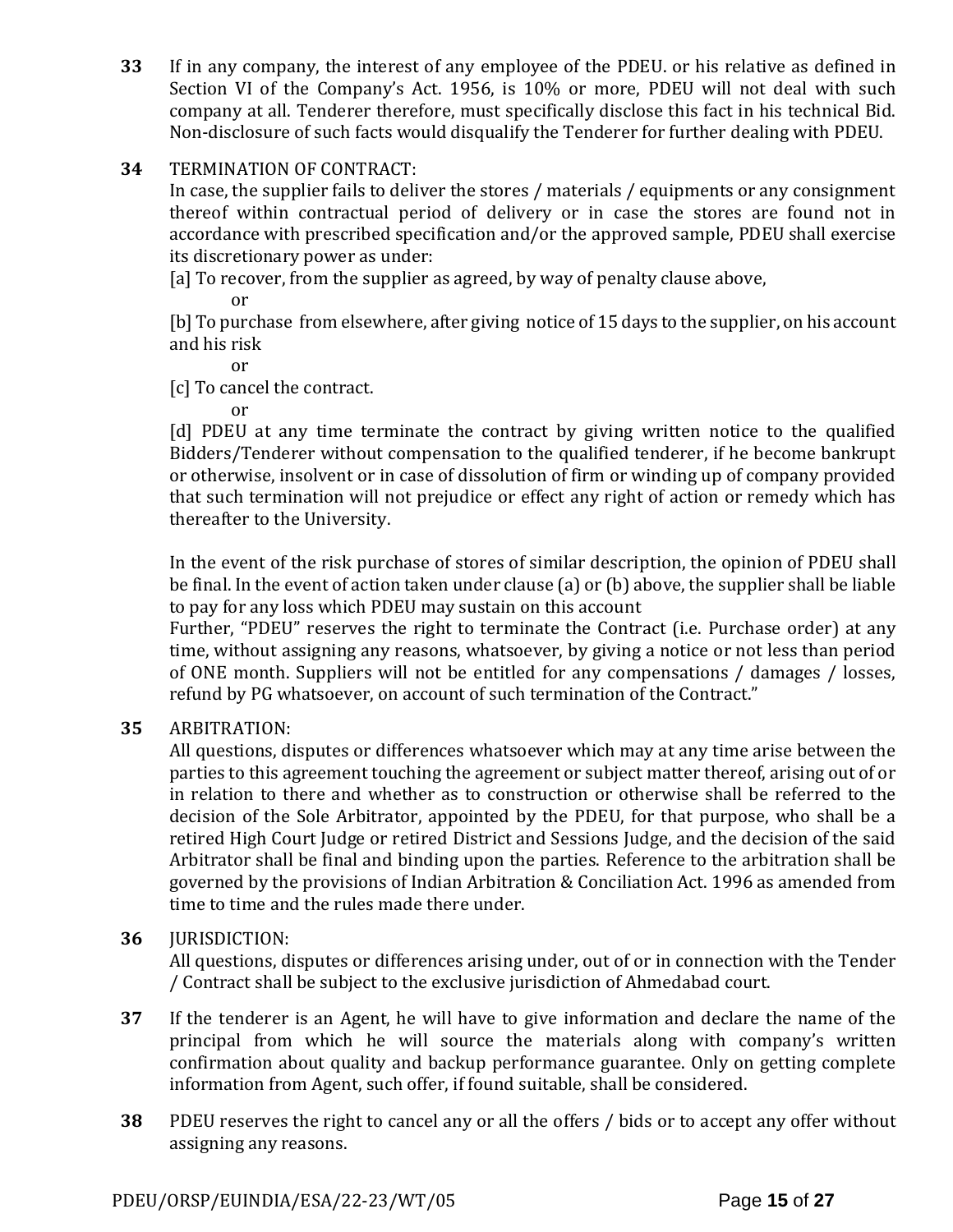**33** If in any company, the interest of any employee of the PDEU. or his relative as defined in Section VI of the Company's Act. 1956, is 10% or more, PDEU will not deal with such company at all. Tenderer therefore, must specifically disclose this fact in his technical Bid. Non-disclosure of such facts would disqualify the Tenderer for further dealing with PDEU.

**34** TERMINATION OF CONTRACT:

In case, the supplier fails to deliver the stores / materials / equipments or any consignment thereof within contractual period of delivery or in case the stores are found not in accordance with prescribed specification and/or the approved sample, PDEU shall exercise its discretionary power as under:

[a] To recover, from the supplier as agreed, by way of penalty clause above,

or

[b] To purchase from elsewhere, after giving notice of 15 days to the supplier, on his account and his risk

or

[c] To cancel the contract.

or

[d] PDEU at any time terminate the contract by giving written notice to the qualified Bidders/Tenderer without compensation to the qualified tenderer, if he become bankrupt or otherwise, insolvent or in case of dissolution of firm or winding up of company provided that such termination will not prejudice or effect any right of action or remedy which has thereafter to the University.

In the event of the risk purchase of stores of similar description, the opinion of PDEU shall be final. In the event of action taken under clause (a) or (b) above, the supplier shall be liable to pay for any loss which PDEU may sustain on this account

Further, "PDEU" reserves the right to terminate the Contract (i.e. Purchase order) at any time, without assigning any reasons, whatsoever, by giving a notice or not less than period of ONE month. Suppliers will not be entitled for any compensations / damages / losses, refund by PG whatsoever, on account of such termination of the Contract."

**35** ARBITRATION:

All questions, disputes or differences whatsoever which may at any time arise between the parties to this agreement touching the agreement or subject matter thereof, arising out of or in relation to there and whether as to construction or otherwise shall be referred to the decision of the Sole Arbitrator, appointed by the PDEU, for that purpose, who shall be a retired High Court Judge or retired District and Sessions Judge, and the decision of the said Arbitrator shall be final and binding upon the parties. Reference to the arbitration shall be governed by the provisions of Indian Arbitration & Conciliation Act. 1996 as amended from time to time and the rules made there under.

**36** JURISDICTION:

All questions, disputes or differences arising under, out of or in connection with the Tender / Contract shall be subject to the exclusive jurisdiction of Ahmedabad court.

**37** If the tenderer is an Agent, he will have to give information and declare the name of the principal from which he will source the materials along with company's written confirmation about quality and backup performance guarantee. Only on getting complete information from Agent, such offer, if found suitable, shall be considered.

**38** PDEU reserves the right to cancel any or all the offers / bids or to accept any offer without assigning any reasons.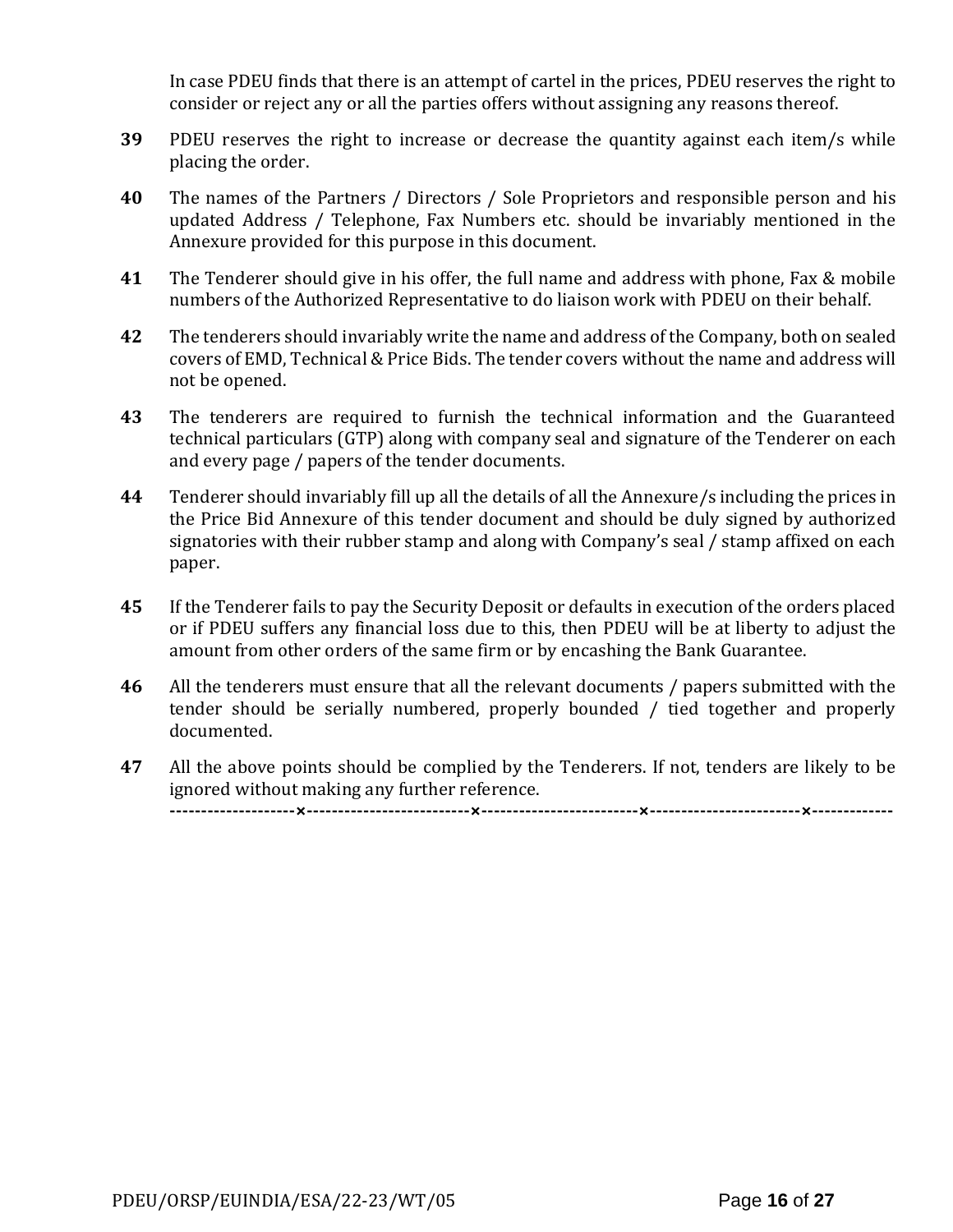In case PDEU finds that there is an attempt of cartel in the prices, PDEU reserves the right to consider or reject any or all the parties offers without assigning any reasons thereof.

**39** PDEU reserves the right to increase or decrease the quantity against each item/s while placing the order.

**40** The names of the Partners / Directors / Sole Proprietors and responsible person and his updated Address / Telephone, Fax Numbers etc. should be invariably mentioned in the Annexure provided for this purpose in this document.

**41** The Tenderer should give in his offer, the full name and address with phone, Fax & mobile numbers of the Authorized Representative to do liaison work with PDEU on their behalf.

**42** The tenderers should invariably write the name and address of the Company, both on sealed covers of EMD, Technical & Price Bids. The tender covers without the name and address will not be opened.

**43** The tenderers are required to furnish the technical information and the Guaranteed technical particulars (GTP) along with company seal and signature of the Tenderer on each and every page / papers of the tender documents.

**44** Tenderer should invariably fill up all the details of all the Annexure/s including the prices in the Price Bid Annexure of this tender document and should be duly signed by authorized signatories with their rubber stamp and along with Company's seal / stamp affixed on each paper.

**45** If the Tenderer fails to pay the Security Deposit or defaults in execution of the orders placed or if PDEU suffers any financial loss due to this, then PDEU will be at liberty to adjust the amount from other orders of the same firm or by encashing the Bank Guarantee.

**46** All the tenderers must ensure that all the relevant documents / papers submitted with the tender should be serially numbered, properly bounded / tied together and properly documented.

**47** All the above points should be complied by the Tenderers. If not, tenders are likely to be ignored without making any further reference.

--------------------×--------------------------×-------------------------×------------------------×-------------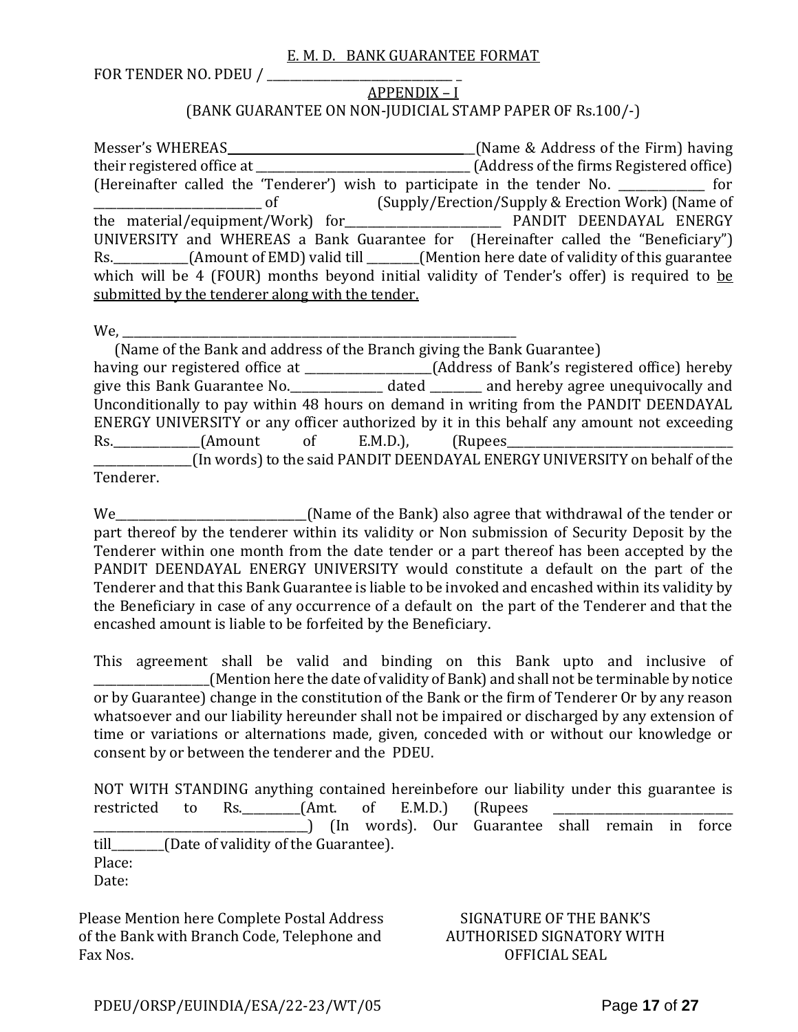<u>E. M. D. BANK GUARANTEE FORMAT</u>

FOR TENDER NO. PDEU / ________________________________ _

<u>APPENDIX – I</u>

(BANK GUARANTEE ON NON-JUDICIAL STAMP PAPER OF Rs.100/-)

Messer's WHEREAS____________________________________________(Name & Address of the Firm) having their registered office at _____________________________________ (Address of the firms Registered office) (Hereinafter called the 'Tenderer') wish to participate in the tender No. _______________ for _____________________________ of (Supply/Erection/Supply & Erection Work) (Name of the material/equipment/Work) for___________________________ PANDIT DEENDAYAL ENERGY UNIVERSITY and WHEREAS a Bank Guarantee for (Hereinafter called the "Beneficiary") Rs.____________(Amount of EMD) valid till _________(Mention here date of validity of this guarantee which will be 4 (FOUR) months beyond initial validity of Tender's offer) is required to <u>be submitted by the tenderer along with the tender.</u>

We, _________________________________________________________________________

(Name of the Bank and address of the Branch giving the Bank Guarantee)

having our registered office at ______________________(Address of Bank's registered office) hereby give this Bank Guarantee No.________________ dated _________ and hereby agree unequivocally and Unconditionally to pay within 48 hours on demand in writing from the PANDIT DEENDAYAL ENERGY UNIVERSITY or any officer authorized by it in this behalf any amount not exceeding Rs._______________(Amount of E.M.D.), (Rupees_________________________________________ _________________(In words) to the said PANDIT DEENDAYAL ENERGY UNIVERSITY on behalf of the Tenderer.

We_________________________________(Name of the Bank) also agree that withdrawal of the tender or part thereof by the tenderer within its validity or Non submission of Security Deposit by the Tenderer within one month from the date tender or a part thereof has been accepted by the PANDIT DEENDAYAL ENERGY UNIVERSITY would constitute a default on the part of the Tenderer and that this Bank Guarantee is liable to be invoked and encashed within its validity by the Beneficiary in case of any occurrence of a default on the part of the Tenderer and that the encashed amount is liable to be forfeited by the Beneficiary.

This agreement shall be valid and binding on this Bank upto and inclusive of ___________________(Mention here the date of validity of Bank) and shall not be terminable by notice or by Guarantee) change in the constitution of the Bank or the firm of Tenderer Or by any reason whatsoever and our liability hereunder shall not be impaired or discharged by any extension of time or variations or alternations made, given, conceded with or without our knowledge or consent by or between the tenderer and the PDEU.

NOT WITH STANDING anything contained hereinbefore our liability under this guarantee is restricted to Rs.__________(Amt. of E.M.D.) (Rupees _______________________________ _____________________________________) (In words). Our Guarantee shall remain in force till_________(Date of validity of the Guarantee).

Place:

Date:

Please Mention here Complete Postal Address of the Bank with Branch Code, Telephone and Fax Nos.

SIGNATURE OF THE BANK'S AUTHORISED SIGNATORY WITH OFFICIAL SEAL

PDEU/ORSP/EUINDIA/ESA/22-23/WT/05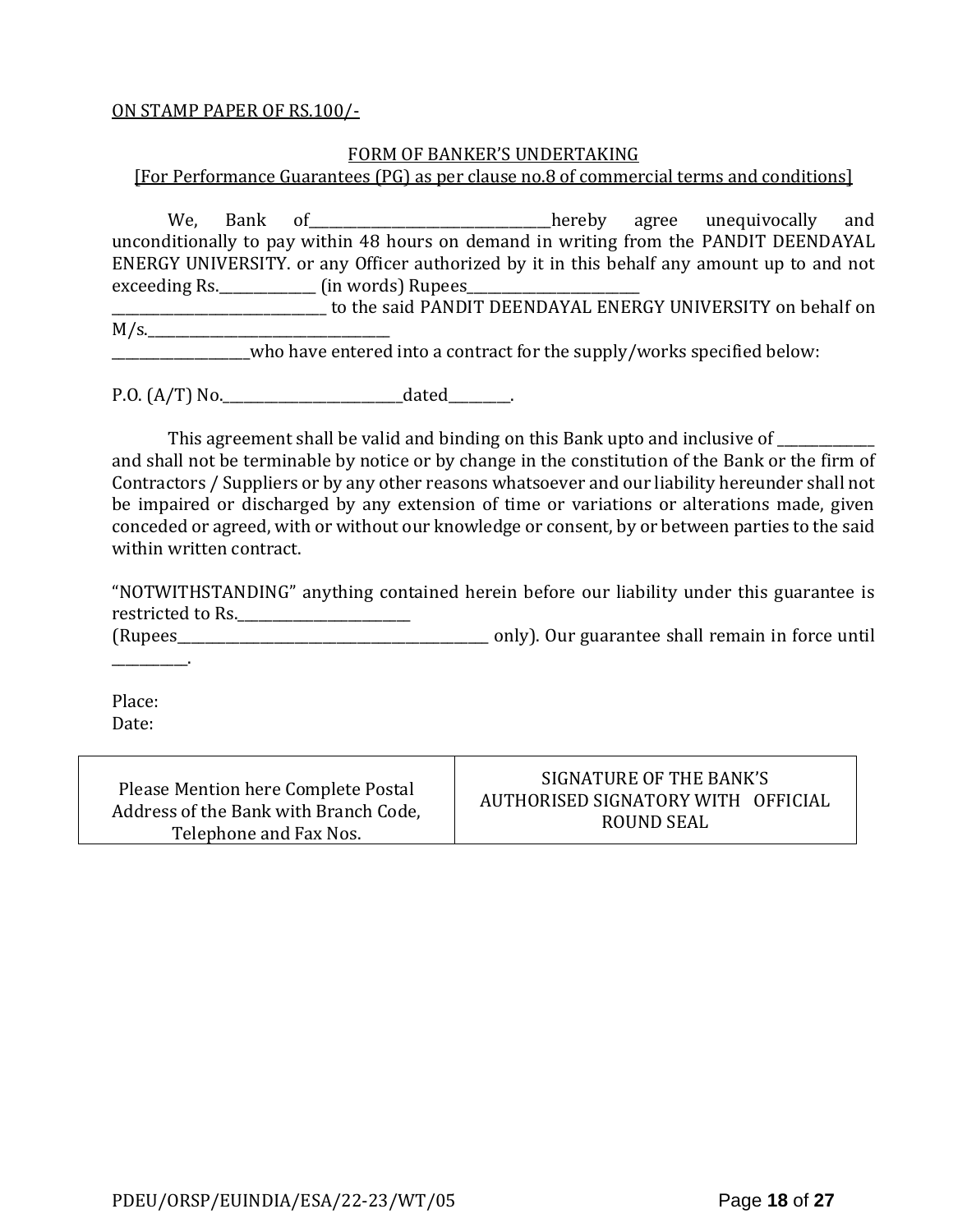ON STAMP PAPER OF RS.100/-

FORM OF BANKER'S UNDERTAKING

[For Performance Guarantees (PG) as per clause no.8 of commercial terms and conditions]

We, Bank of___________________________________hereby agree unequivocally and unconditionally to pay within 48 hours on demand in writing from the PANDIT DEENDAYAL ENERGY UNIVERSITY. or any Officer authorized by it in this behalf any amount up to and not exceeding Rs.______________ (in words) Rupees_________________________ _______________________________ to the said PANDIT DEENDAYAL ENERGY UNIVERSITY on behalf on M/s.___________________________________ ___________________who have entered into a contract for the supply/works specified below:

P.O. (A/T) No.__________________________dated_________.

This agreement shall be valid and binding on this Bank upto and inclusive of ______________ and shall not be terminable by notice or by change in the constitution of the Bank or the firm of Contractors / Suppliers or by any other reasons whatsoever and our liability hereunder shall not be impaired or discharged by any extension of time or variations or alterations made, given conceded or agreed, with or without our knowledge or consent, by or between parties to the said within written contract.

"NOTWITHSTANDING" anything contained herein before our liability under this guarantee is restricted to Rs._________________________ (Rupees_______________________________________________ only). Our guarantee shall remain in force until ___________.

Place:
Date:

| Please Mention here Complete Postal Address of the Bank with Branch Code, Telephone and Fax Nos. | SIGNATURE OF THE BANK'S AUTHORISED SIGNATORY WITH OFFICIAL ROUND SEAL |
|---|---|

PDEU/ORSP/EUINDIA/ESA/22-23/WT/05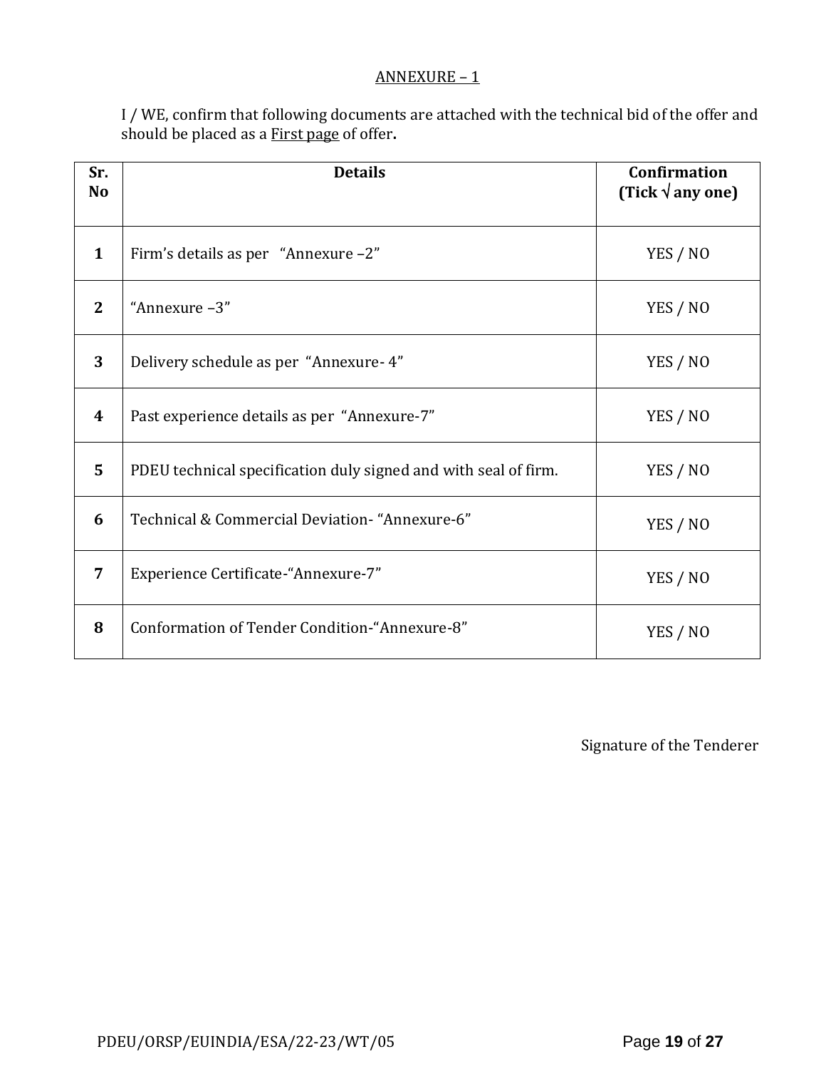## ANNEXURE – 1

I / WE, confirm that following documents are attached with the technical bid of the offer and should be placed as a First page of offer**.**

| Sr. No | Details | Confirmation (Tick √ any one) |
|---|---|---|
| **1** | Firm's details as per "Annexure –2" | YES / NO |
| **2** | "Annexure –3" | YES / NO |
| **3** | Delivery schedule as per "Annexure- 4" | YES / NO |
| **4** | Past experience details as per "Annexure-7" | YES / NO |
| **5** | PDEU technical specification duly signed and with seal of firm. | YES / NO |
| **6** | Technical & Commercial Deviation- "Annexure-6" | YES / NO |
| **7** | Experience Certificate-"Annexure-7" | YES / NO |
| **8** | Conformation of Tender Condition-"Annexure-8" | YES / NO |

Signature of the Tenderer

PDEU/ORSP/EUINDIA/ESA/22-23/WT/05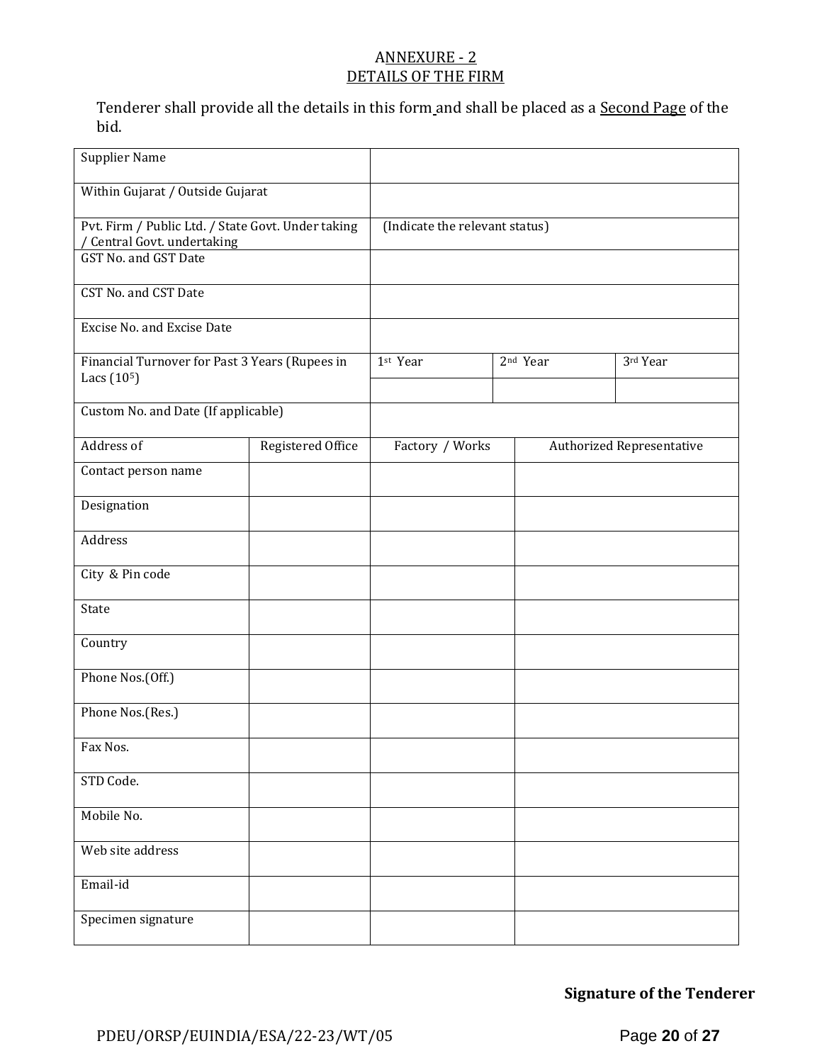## ANNEXURE - 2
## DETAILS OF THE FIRM

Tenderer shall provide all the details in this form and shall be placed as a Second Page of the bid.

| | | | | |
|---|---|---|---|---|
| Supplier Name | | | | |
| Within Gujarat / Outside Gujarat | | | | |
| Pvt. Firm / Public Ltd. / State Govt. Under taking / Central Govt. undertaking | | (Indicate the relevant status) | | |
| GST No. and GST Date | | | | |
| CST No. and CST Date | | | | |
| Excise No. and Excise Date | | | | |
| Financial Turnover for Past 3 Years (Rupees in Lacs ($10^5$) | | 1st Year | 2nd Year | 3rd Year |
| | | | | |
| Custom No. and Date (If applicable) | | | | |
| Address of | Registered Office | Factory / Works | Authorized Representative | |
| Contact person name | | | | |
| Designation | | | | |
| Address | | | | |
| City & Pin code | | | | |
| State | | | | |
| Country | | | | |
| Phone Nos.(Off.) | | | | |
| Phone Nos.(Res.) | | | | |
| Fax Nos. | | | | |
| STD Code. | | | | |
| Mobile No. | | | | |
| Web site address | | | | |
| Email-id | | | | |
| Specimen signature | | | | |

**Signature of the Tenderer**

PDEU/ORSP/EUINDIA/ESA/22-23/WT/05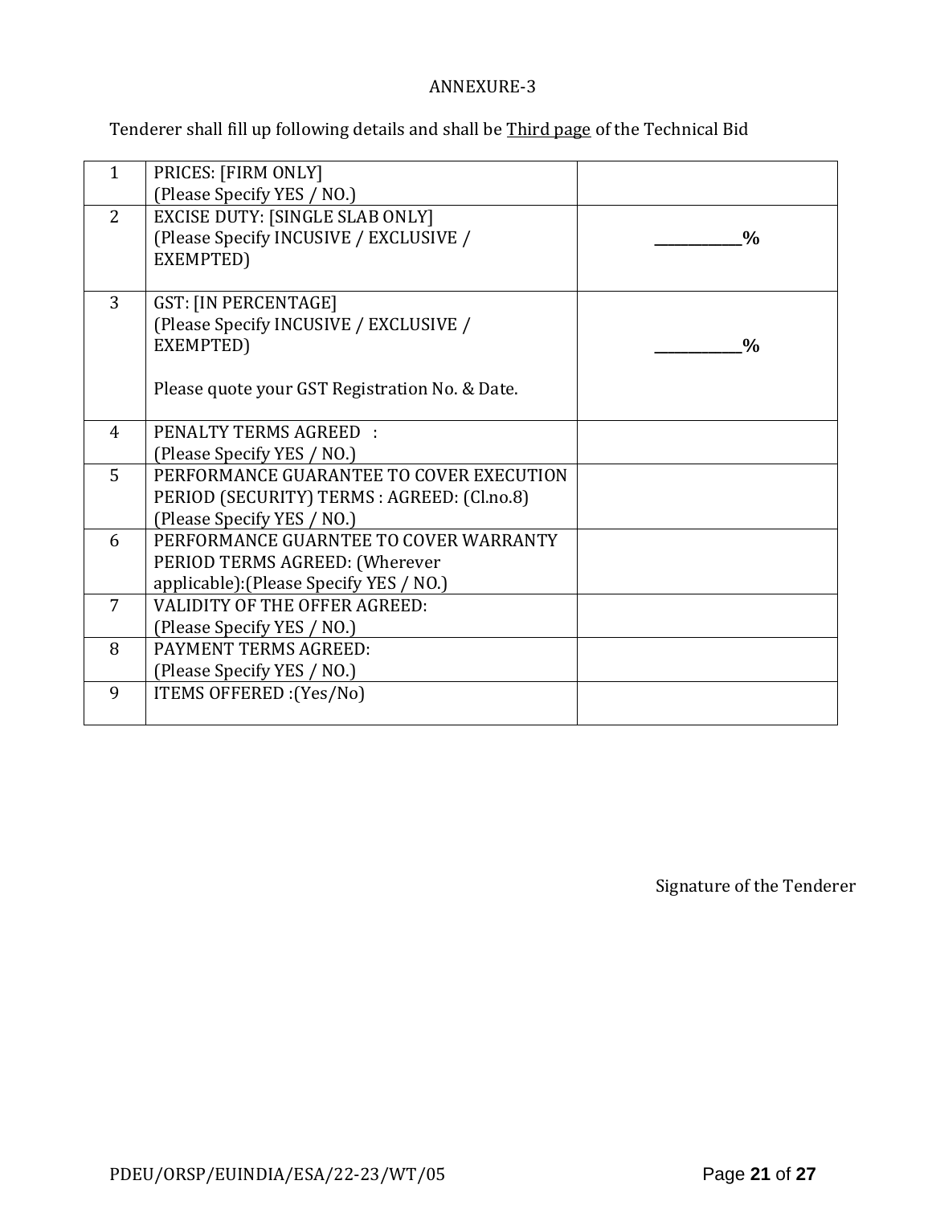ANNEXURE-3

Tenderer shall fill up following details and shall be <u>Third page</u> of the Technical Bid

| 1 | PRICES: [FIRM ONLY]<br>(Please Specify YES / NO.) | |
|---|---|---|
| 2 | EXCISE DUTY: [SINGLE SLAB ONLY]<br>(Please Specify INCUSIVE / EXCLUSIVE / EXEMPTED) | **__________%** |
| 3 | GST: [IN PERCENTAGE]<br>(Please Specify INCUSIVE / EXCLUSIVE / EXEMPTED)<br><br>Please quote your GST Registration No. & Date. | **__________%** |
| 4 | PENALTY TERMS AGREED :<br>(Please Specify YES / NO.) | |
| 5 | PERFORMANCE GUARANTEE TO COVER EXECUTION PERIOD (SECURITY) TERMS : AGREED: (Cl.no.8)<br>(Please Specify YES / NO.) | |
| 6 | PERFORMANCE GUARNTEE TO COVER WARRANTY PERIOD TERMS AGREED: (Wherever applicable):(Please Specify YES / NO.) | |
| 7 | VALIDITY OF THE OFFER AGREED:<br>(Please Specify YES / NO.) | |
| 8 | PAYMENT TERMS AGREED:<br>(Please Specify YES / NO.) | |
| 9 | ITEMS OFFERED :(Yes/No) | |

Signature of the Tenderer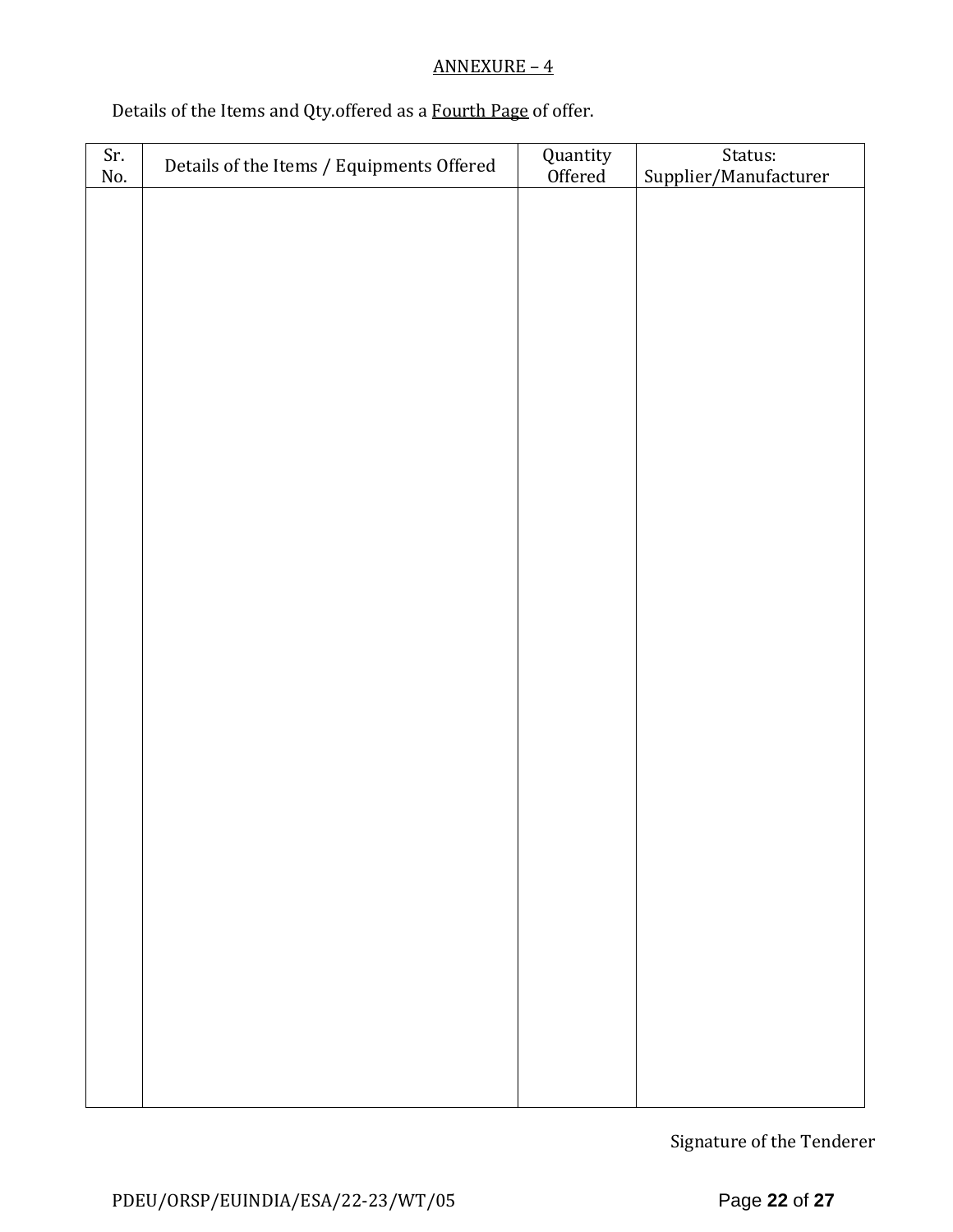ANNEXURE – 4

Details of the Items and Qty.offered as a Fourth Page of offer.

| Sr. No. | Details of the Items / Equipments Offered | Quantity Offered | Status: Supplier/Manufacturer |
|---|---|---|---|
| | | | |

Signature of the Tenderer

PDEU/ORSP/EUINDIA/ESA/22-23/WT/05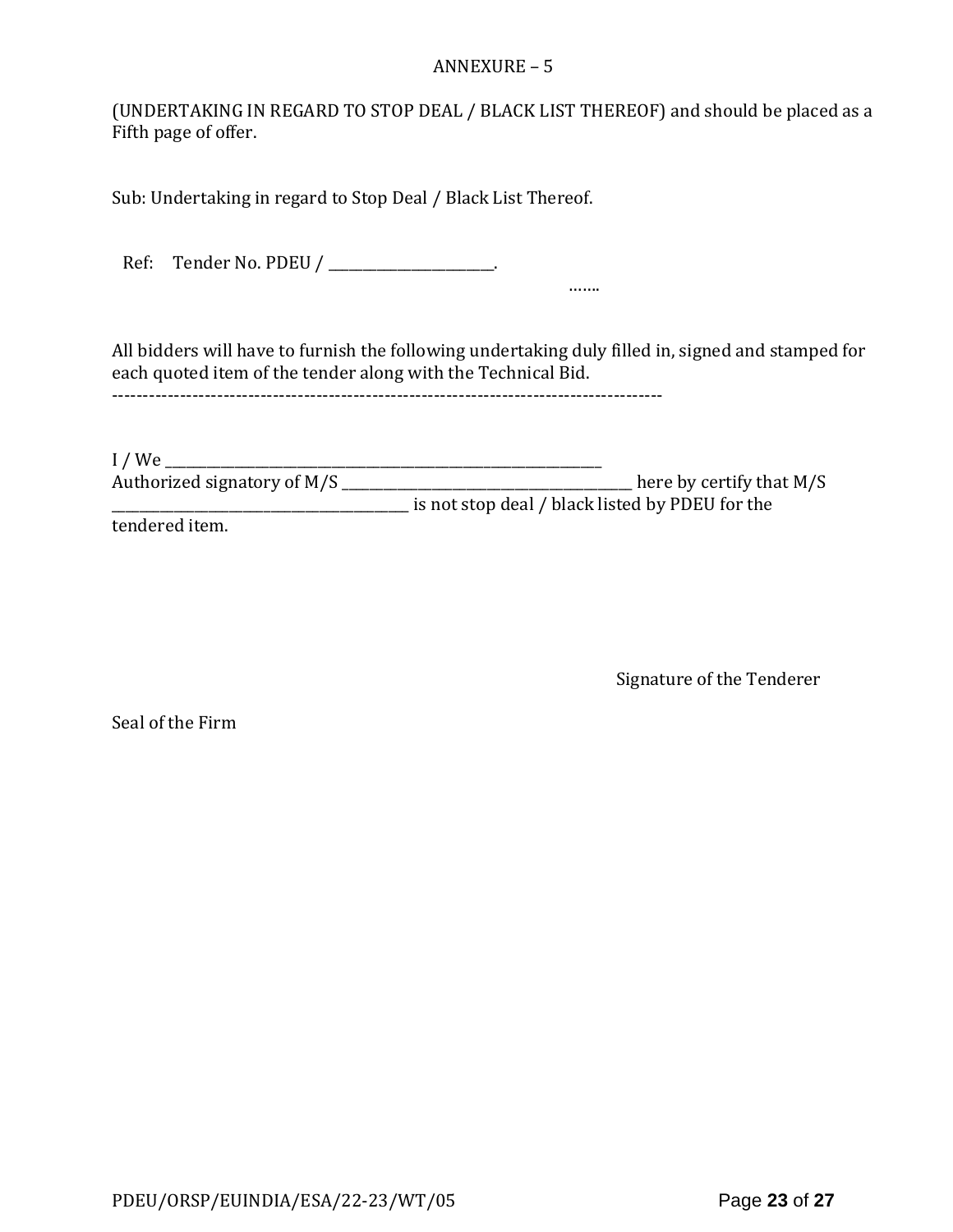ANNEXURE – 5

(UNDERTAKING IN REGARD TO STOP DEAL / BLACK LIST THEREOF) and should be placed as a Fifth page of offer.

Sub: Undertaking in regard to Stop Deal / Black List Thereof.

Ref: Tender No. PDEU / ________________________.

…….

All bidders will have to furnish the following undertaking duly filled in, signed and stamped for each quoted item of the tender along with the Technical Bid.

-------------------------------------------------------------------------------------------

I / We ____________________________________________________________________
Authorized signatory of M/S ____________________________________________ here by certify that M/S ___________________________________________ is not stop deal / black listed by PDEU for the tendered item.

Signature of the Tenderer

Seal of the Firm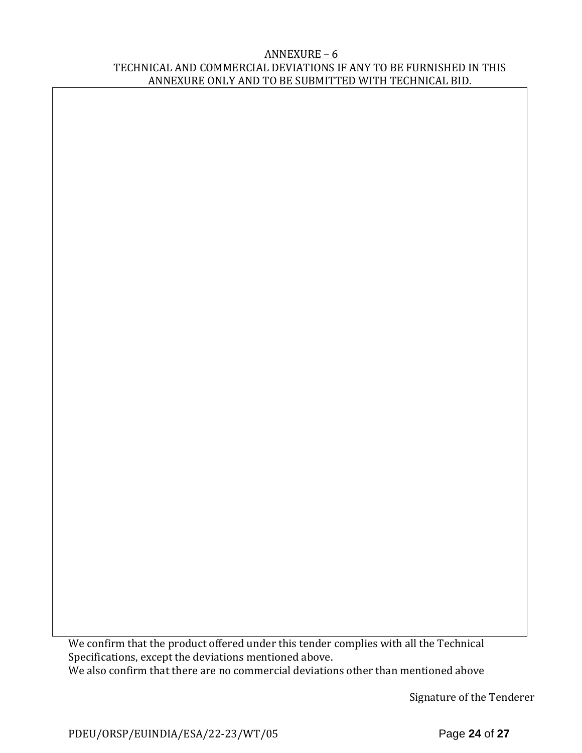## ANNEXURE – 6

TECHNICAL AND COMMERCIAL DEVIATIONS IF ANY TO BE FURNISHED IN THIS ANNEXURE ONLY AND TO BE SUBMITTED WITH TECHNICAL BID.

| |
|---|
| |

We confirm that the product offered under this tender complies with all the Technical Specifications, except the deviations mentioned above.

We also confirm that there are no commercial deviations other than mentioned above

Signature of the Tenderer

PDEU/ORSP/EUINDIA/ESA/22-23/WT/05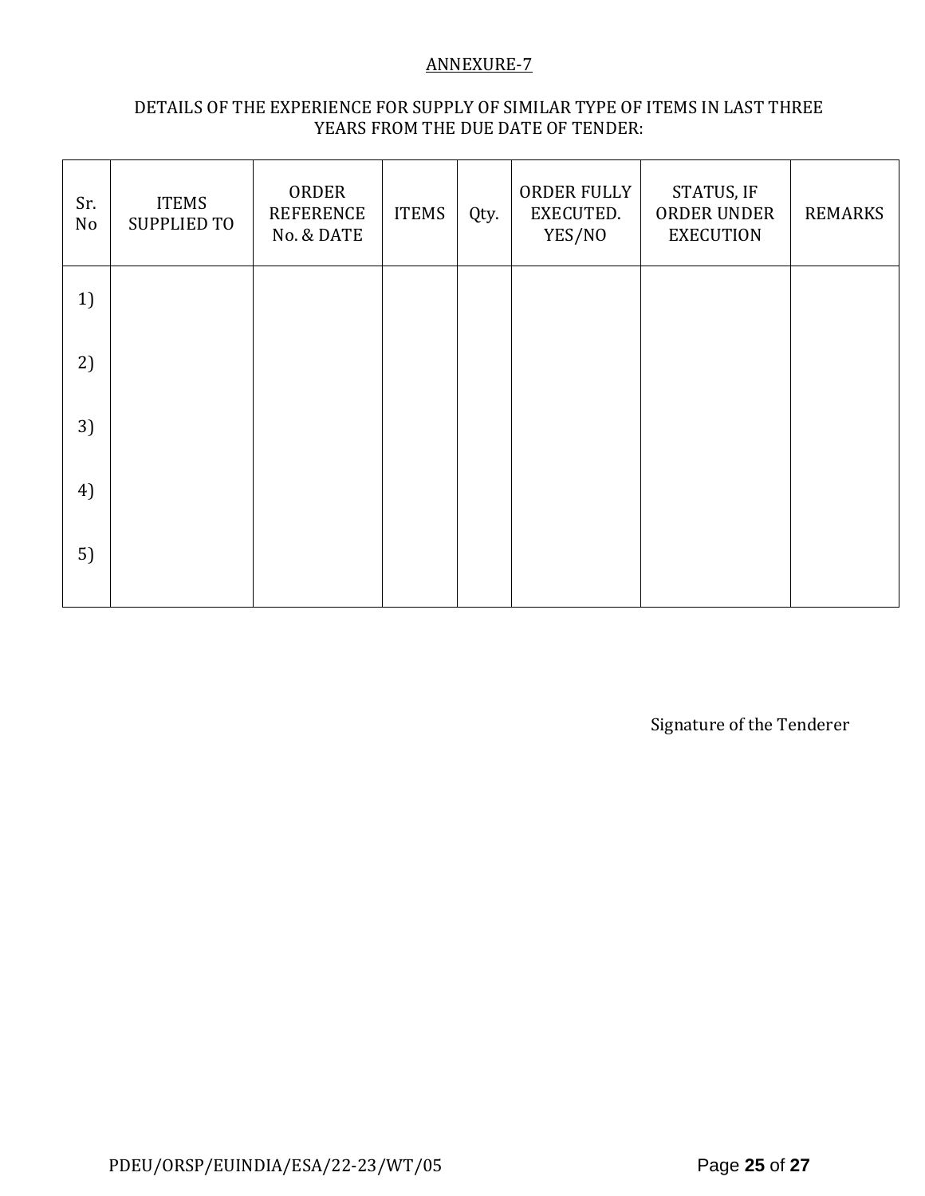ANNEXURE-7

DETAILS OF THE EXPERIENCE FOR SUPPLY OF SIMILAR TYPE OF ITEMS IN LAST THREE YEARS FROM THE DUE DATE OF TENDER:

| Sr. No | ITEMS SUPPLIED TO | ORDER REFERENCE No. & DATE | ITEMS | Qty. | ORDER FULLY EXECUTED. YES/NO | STATUS, IF ORDER UNDER EXECUTION | REMARKS |
|---|---|---|---|---|---|---|---|
| 1) | | | | | | | |
| 2) | | | | | | | |
| 3) | | | | | | | |
| 4) | | | | | | | |
| 5) | | | | | | | |

Signature of the Tenderer

PDEU/ORSP/EUINDIA/ESA/22-23/WT/05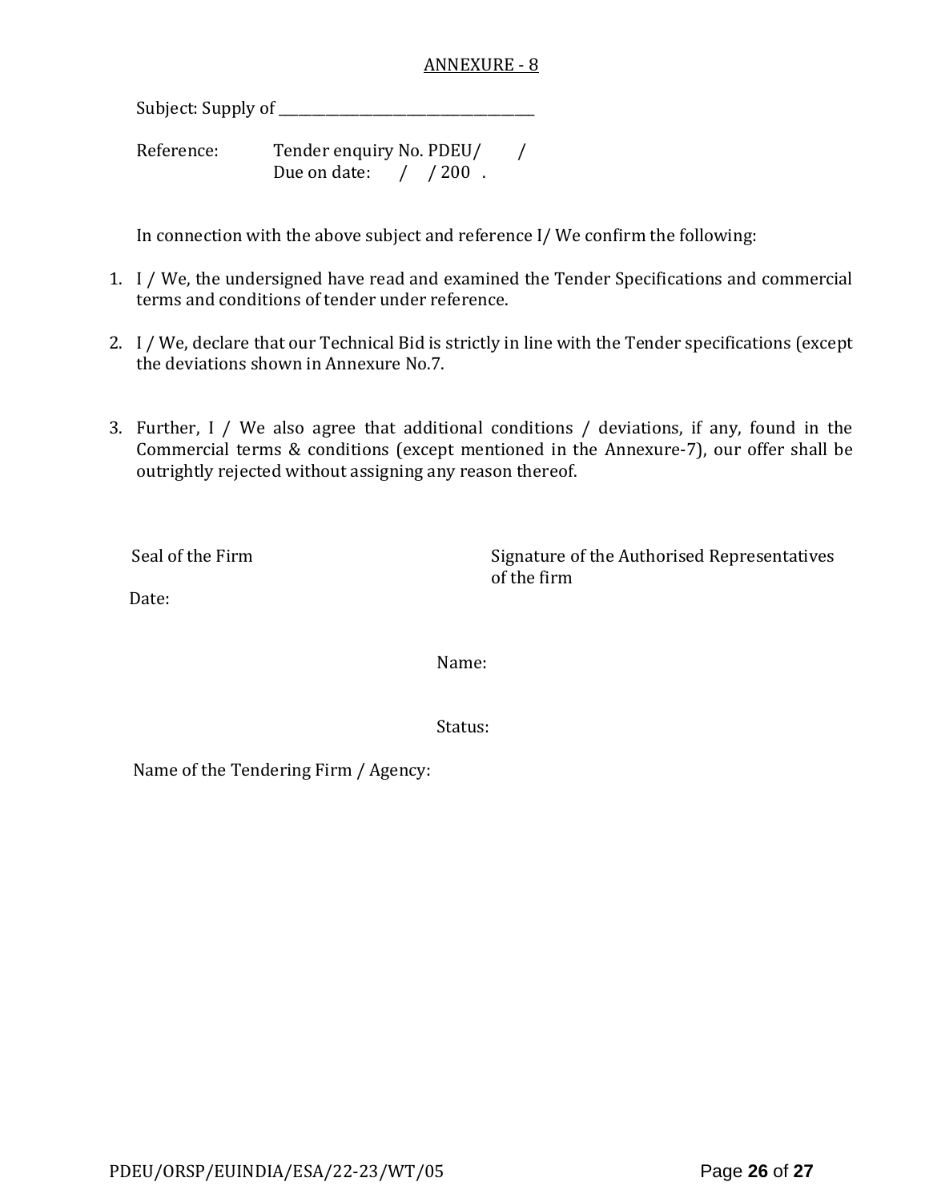ANNEXURE - 8

Subject: Supply of ________________________________________

Reference: Tender enquiry No. PDEU/ /
Due on date: / / 200 .

In connection with the above subject and reference I/ We confirm the following:

1. I / We, the undersigned have read and examined the Tender Specifications and commercial terms and conditions of tender under reference.

2. I / We, declare that our Technical Bid is strictly in line with the Tender specifications (except the deviations shown in Annexure No.7.

3. Further, I / We also agree that additional conditions / deviations, if any, found in the Commercial terms & conditions (except mentioned in the Annexure-7), our offer shall be outrightly rejected without assigning any reason thereof.

Seal of the Firm

Signature of the Authorised Representatives of the firm

Date:

Name:

Status:

Name of the Tendering Firm / Agency:

PDEU/ORSP/EUINDIA/ESA/22-23/WT/05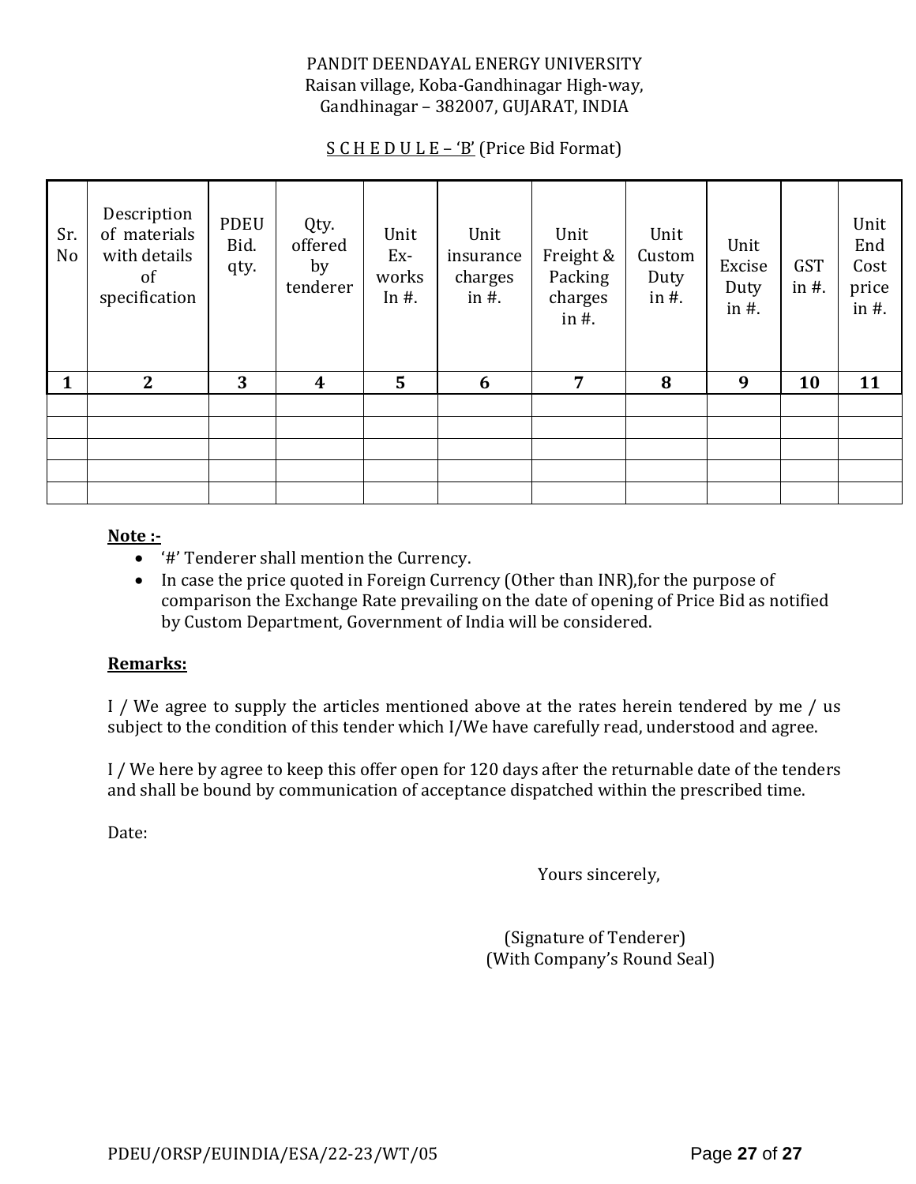PANDIT DEENDAYAL ENERGY UNIVERSITY
Raisan village, Koba-Gandhinagar High-way,
Gandhinagar – 382007, GUJARAT, INDIA

S C H E D U L E – 'B' (Price Bid Format)

| Sr. No | Description of materials with details of specification | PDEU Bid. qty. | Qty. offered by tenderer | Unit Ex-works In #. | Unit insurance charges in #. | Unit Freight & Packing charges in #. | Unit Custom Duty in #. | Unit Excise Duty in #. | GST in #. | Unit End Cost price in #. |
|---|---|---|---|---|---|---|---|---|---|---|
| **1** | **2** | **3** | **4** | **5** | **6** | **7** | **8** | **9** | **10** | **11** |
| | | | | | | | | | | |
| | | | | | | | | | | |
| | | | | | | | | | | |
| | | | | | | | | | | |
| | | | | | | | | | | |

**Note :-**

- '#' Tenderer shall mention the Currency.
- In case the price quoted in Foreign Currency (Other than INR),for the purpose of comparison the Exchange Rate prevailing on the date of opening of Price Bid as notified by Custom Department, Government of India will be considered.

**Remarks:**

I / We agree to supply the articles mentioned above at the rates herein tendered by me / us subject to the condition of this tender which I/We have carefully read, understood and agree.

I / We here by agree to keep this offer open for 120 days after the returnable date of the tenders and shall be bound by communication of acceptance dispatched within the prescribed time.

Date:

Yours sincerely,

(Signature of Tenderer)
(With Company's Round Seal)

PDEU/ORSP/EUINDIA/ESA/22-23/WT/05